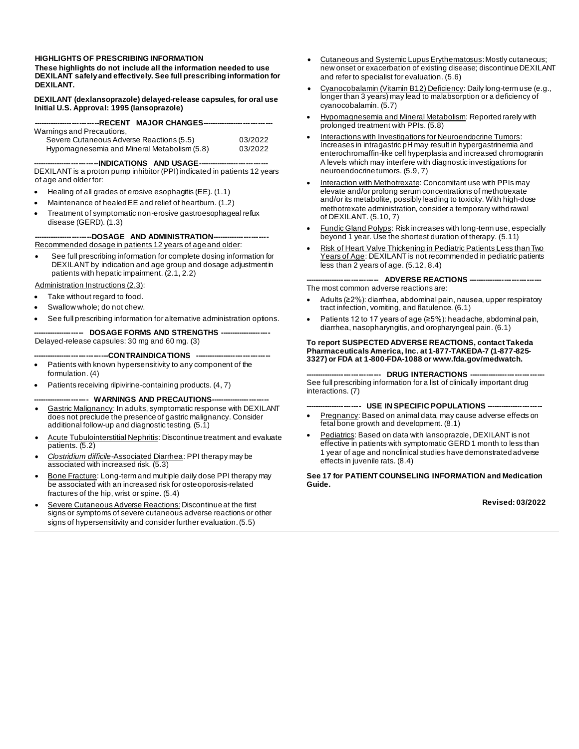**HIGHLIGHTS OF PRESCRIBING INFORMATION**

**These highlights do not include all the information needed to use DEXILANT safely and effectively. See full prescribing information for DEXILANT.**

**DEXILANT (dexlansoprazole) delayed-release capsules, for oral use**
**Initial U.S. Approval: 1995 (lansoprazole)**

## RECENT MAJOR CHANGES

| Warnings and Precautions, | |
|---|---|
| Severe Cutaneous Adverse Reactions (5.5) | 03/2022 |
| Hypomagnesemia and Mineral Metabolism (5.8) | 03/2022 |

## INDICATIONS AND USAGE

DEXILANT is a proton pump inhibitor (PPI) indicated in patients 12 years of age and older for:

- Healing of all grades of erosive esophagitis (EE). (1.1)
- Maintenance of healed EE and relief of heartburn. (1.2)
- Treatment of symptomatic non-erosive gastroesophageal reflux disease (GERD). (1.3)

## DOSAGE AND ADMINISTRATION

Recommended dosage in patients 12 years of age and older:

- See full prescribing information for complete dosing information for DEXILANT by indication and age group and dosage adjustment in patients with hepatic impairment. (2.1, 2.2)

Administration Instructions (2.3):

- Take without regard to food.
- Swallow whole; do not chew.
- See full prescribing information for alternative administration options.

## DOSAGE FORMS AND STRENGTHS

Delayed-release capsules: 30 mg and 60 mg. (3)

## CONTRAINDICATIONS

- Patients with known hypersensitivity to any component of the formulation. (4)
- Patients receiving rilpivirine-containing products. (4, 7)

## WARNINGS AND PRECAUTIONS

- Gastric Malignancy: In adults, symptomatic response with DEXILANT does not preclude the presence of gastric malignancy. Consider additional follow-up and diagnostic testing. (5.1)
- Acute Tubulointerstitial Nephritis: Discontinue treatment and evaluate patients. (5.2)
- *Clostridium difficile*-Associated Diarrhea: PPI therapy may be associated with increased risk. (5.3)
- Bone Fracture: Long-term and multiple daily dose PPI therapy may be associated with an increased risk for osteoporosis-related fractures of the hip, wrist or spine. (5.4)
- Severe Cutaneous Adverse Reactions: Discontinue at the first signs or symptoms of severe cutaneous adverse reactions or other signs of hypersensitivity and consider further evaluation. (5.5)
- Cutaneous and Systemic Lupus Erythematosus: Mostly cutaneous; new onset or exacerbation of existing disease; discontinue DEXILANT and refer to specialist for evaluation. (5.6)
- Cyanocobalamin (Vitamin B12) Deficiency: Daily long-term use (e.g., longer than 3 years) may lead to malabsorption or a deficiency of cyanocobalamin. (5.7)
- Hypomagnesemia and Mineral Metabolism: Reported rarely with prolonged treatment with PPIs. (5.8)
- Interactions with Investigations for Neuroendocrine Tumors: Increases in intragastric pH may result in hypergastrinemia and enterochromaffin-like cell hyperplasia and increased chromogranin A levels which may interfere with diagnostic investigations for neuroendocrine tumors. (5.9, 7)
- Interaction with Methotrexate: Concomitant use with PPIs may elevate and/or prolong serum concentrations of methotrexate and/or its metabolite, possibly leading to toxicity. With high-dose methotrexate administration, consider a temporary withdrawal of DEXILANT. (5.10, 7)
- Fundic Gland Polyps: Risk increases with long-term use, especially beyond 1 year. Use the shortest duration of therapy. (5.11)
- Risk of Heart Valve Thickening in Pediatric Patients Less than Two Years of Age: DEXILANT is not recommended in pediatric patients less than 2 years of age. (5.12, 8.4)

## ADVERSE REACTIONS

The most common adverse reactions are:

- Adults (≥2%): diarrhea, abdominal pain, nausea, upper respiratory tract infection, vomiting, and flatulence. (6.1)
- Patients 12 to 17 years of age (≥5%): headache, abdominal pain, diarrhea, nasopharyngitis, and oropharyngeal pain. (6.1)

**To report SUSPECTED ADVERSE REACTIONS, contact Takeda Pharmaceuticals America, Inc. at 1-877-TAKEDA-7 (1-877-825-3327) or FDA at 1-800-FDA-1088 or www.fda.gov/medwatch.**

## DRUG INTERACTIONS

See full prescribing information for a list of clinically important drug interactions. (7)

## USE IN SPECIFIC POPULATIONS

- Pregnancy: Based on animal data, may cause adverse effects on fetal bone growth and development. (8.1)
- Pediatrics: Based on data with lansoprazole, DEXILANT is not effective in patients with symptomatic GERD 1 month to less than 1 year of age and nonclinical studies have demonstrated adverse effects in juvenile rats. (8.4)

**See 17 for PATIENT COUNSELING INFORMATION and Medication Guide.**

**Revised: 03/2022**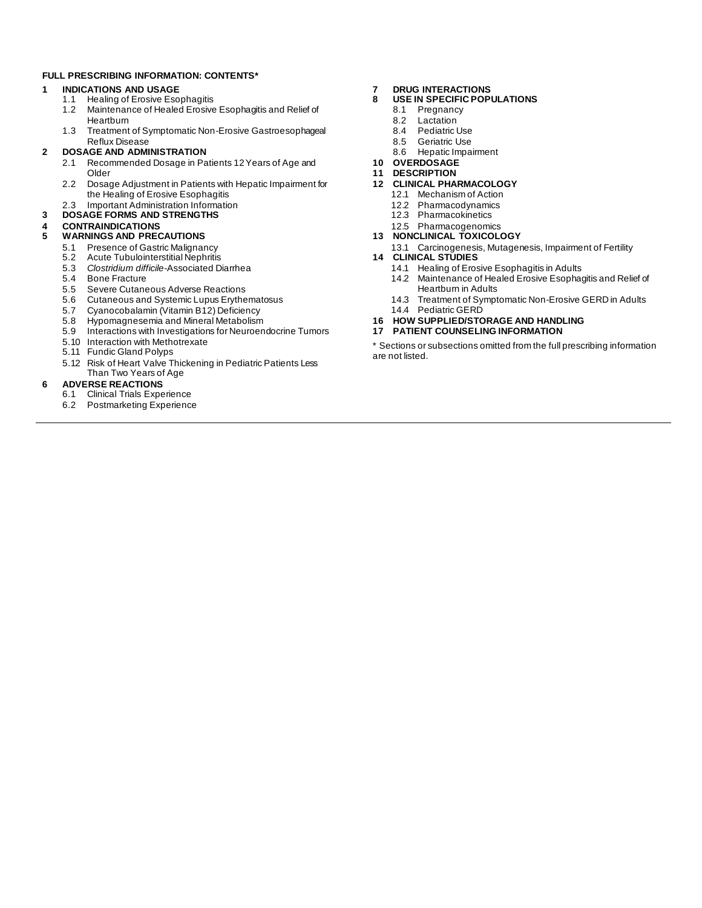**FULL PRESCRIBING INFORMATION: CONTENTS***

**1 INDICATIONS AND USAGE**
- 1.1 Healing of Erosive Esophagitis
- 1.2 Maintenance of Healed Erosive Esophagitis and Relief of Heartburn
- 1.3 Treatment of Symptomatic Non-Erosive Gastroesophageal Reflux Disease

**2 DOSAGE AND ADMINISTRATION**
- 2.1 Recommended Dosage in Patients 12 Years of Age and Older
- 2.2 Dosage Adjustment in Patients with Hepatic Impairment for the Healing of Erosive Esophagitis
- 2.3 Important Administration Information

**3 DOSAGE FORMS AND STRENGTHS**

**4 CONTRAINDICATIONS**

**5 WARNINGS AND PRECAUTIONS**
- 5.1 Presence of Gastric Malignancy
- 5.2 Acute Tubulointerstitial Nephritis
- 5.3 *Clostridium difficile*-Associated Diarrhea
- 5.4 Bone Fracture
- 5.5 Severe Cutaneous Adverse Reactions
- 5.6 Cutaneous and Systemic Lupus Erythematosus
- 5.7 Cyanocobalamin (Vitamin B12) Deficiency
- 5.8 Hypomagnesemia and Mineral Metabolism
- 5.9 Interactions with Investigations for Neuroendocrine Tumors
- 5.10 Interaction with Methotrexate
- 5.11 Fundic Gland Polyps
- 5.12 Risk of Heart Valve Thickening in Pediatric Patients Less Than Two Years of Age

**6 ADVERSE REACTIONS**
- 6.1 Clinical Trials Experience
- 6.2 Postmarketing Experience

**7 DRUG INTERACTIONS**

**8 USE IN SPECIFIC POPULATIONS**
- 8.1 Pregnancy
- 8.2 Lactation
- 8.4 Pediatric Use
- 8.5 Geriatric Use
- 8.6 Hepatic Impairment

**10 OVERDOSAGE**

**11 DESCRIPTION**

**12 CLINICAL PHARMACOLOGY**
- 12.1 Mechanism of Action
- 12.2 Pharmacodynamics
- 12.3 Pharmacokinetics
- 12.5 Pharmacogenomics

**13 NONCLINICAL TOXICOLOGY**
- 13.1 Carcinogenesis, Mutagenesis, Impairment of Fertility

**14 CLINICAL STUDIES**
- 14.1 Healing of Erosive Esophagitis in Adults
- 14.2 Maintenance of Healed Erosive Esophagitis and Relief of Heartburn in Adults
- 14.3 Treatment of Symptomatic Non-Erosive GERD in Adults
- 14.4 Pediatric GERD

**16 HOW SUPPLIED/STORAGE AND HANDLING**

**17 PATIENT COUNSELING INFORMATION**

* Sections or subsections omitted from the full prescribing information are not listed.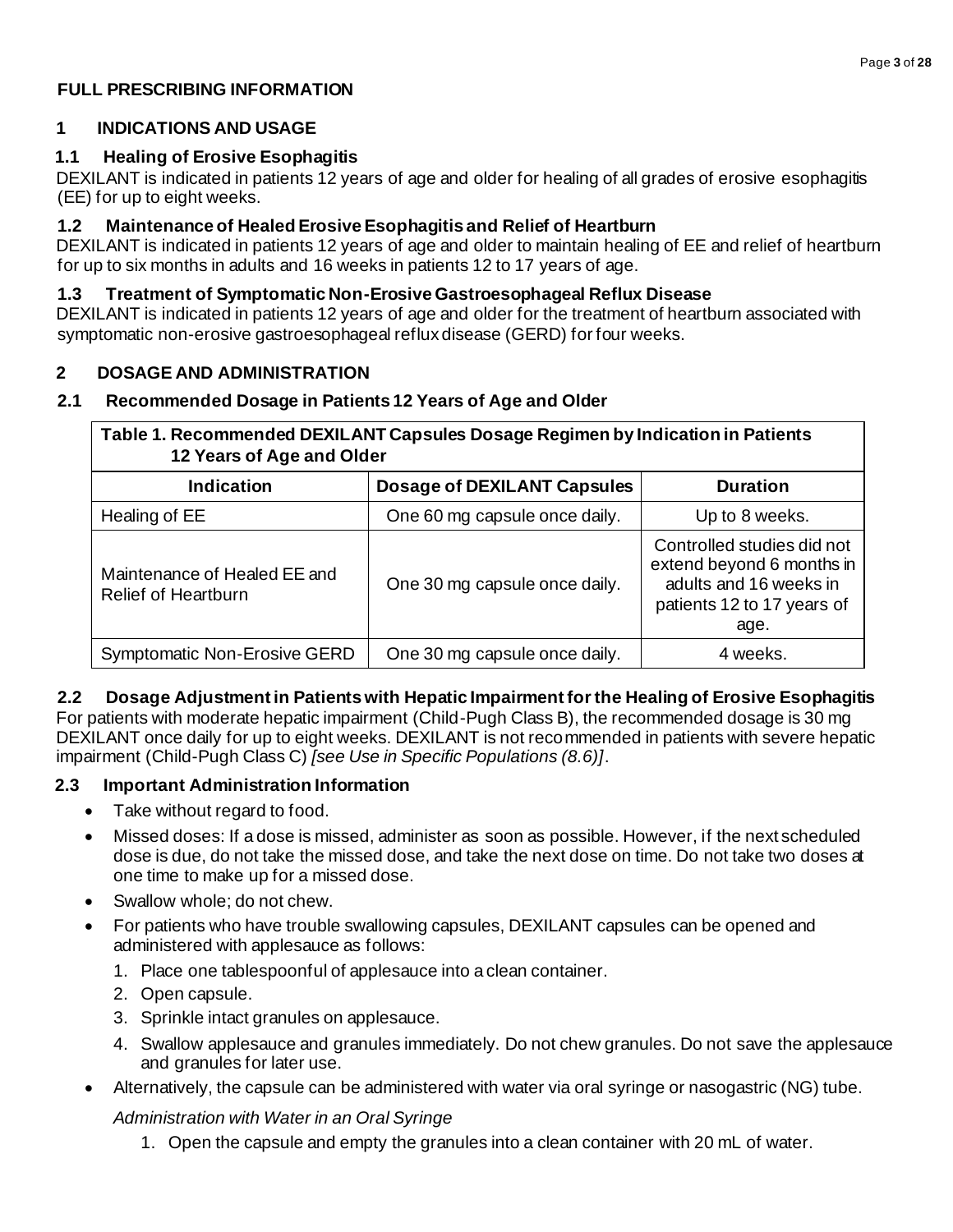# FULL PRESCRIBING INFORMATION

## 1 INDICATIONS AND USAGE

### 1.1 Healing of Erosive Esophagitis

DEXILANT is indicated in patients 12 years of age and older for healing of all grades of erosive esophagitis (EE) for up to eight weeks.

### 1.2 Maintenance of Healed Erosive Esophagitis and Relief of Heartburn

DEXILANT is indicated in patients 12 years of age and older to maintain healing of EE and relief of heartburn for up to six months in adults and 16 weeks in patients 12 to 17 years of age.

### 1.3 Treatment of Symptomatic Non-Erosive Gastroesophageal Reflux Disease

DEXILANT is indicated in patients 12 years of age and older for the treatment of heartburn associated with symptomatic non-erosive gastroesophageal reflux disease (GERD) for four weeks.

## 2 DOSAGE AND ADMINISTRATION

### 2.1 Recommended Dosage in Patients 12 Years of Age and Older

**Table 1. Recommended DEXILANT Capsules Dosage Regimen by Indication in Patients 12 Years of Age and Older**

| Indication | Dosage of DEXILANT Capsules | Duration |
|---|---|---|
| Healing of EE | One 60 mg capsule once daily. | Up to 8 weeks. |
| Maintenance of Healed EE and Relief of Heartburn | One 30 mg capsule once daily. | Controlled studies did not extend beyond 6 months in adults and 16 weeks in patients 12 to 17 years of age. |
| Symptomatic Non-Erosive GERD | One 30 mg capsule once daily. | 4 weeks. |

### 2.2 Dosage Adjustment in Patients with Hepatic Impairment for the Healing of Erosive Esophagitis

For patients with moderate hepatic impairment (Child-Pugh Class B), the recommended dosage is 30 mg DEXILANT once daily for up to eight weeks. DEXILANT is not recommended in patients with severe hepatic impairment (Child-Pugh Class C) *[see Use in Specific Populations (8.6)]*.

### 2.3 Important Administration Information

- Take without regard to food.
- Missed doses: If a dose is missed, administer as soon as possible. However, if the next scheduled dose is due, do not take the missed dose, and take the next dose on time. Do not take two doses at one time to make up for a missed dose.
- Swallow whole; do not chew.
- For patients who have trouble swallowing capsules, DEXILANT capsules can be opened and administered with applesauce as follows:
  1. Place one tablespoonful of applesauce into a clean container.
  2. Open capsule.
  3. Sprinkle intact granules on applesauce.
  4. Swallow applesauce and granules immediately. Do not chew granules. Do not save the applesauce and granules for later use.
- Alternatively, the capsule can be administered with water via oral syringe or nasogastric (NG) tube.

  *Administration with Water in an Oral Syringe*

  1. Open the capsule and empty the granules into a clean container with 20 mL of water.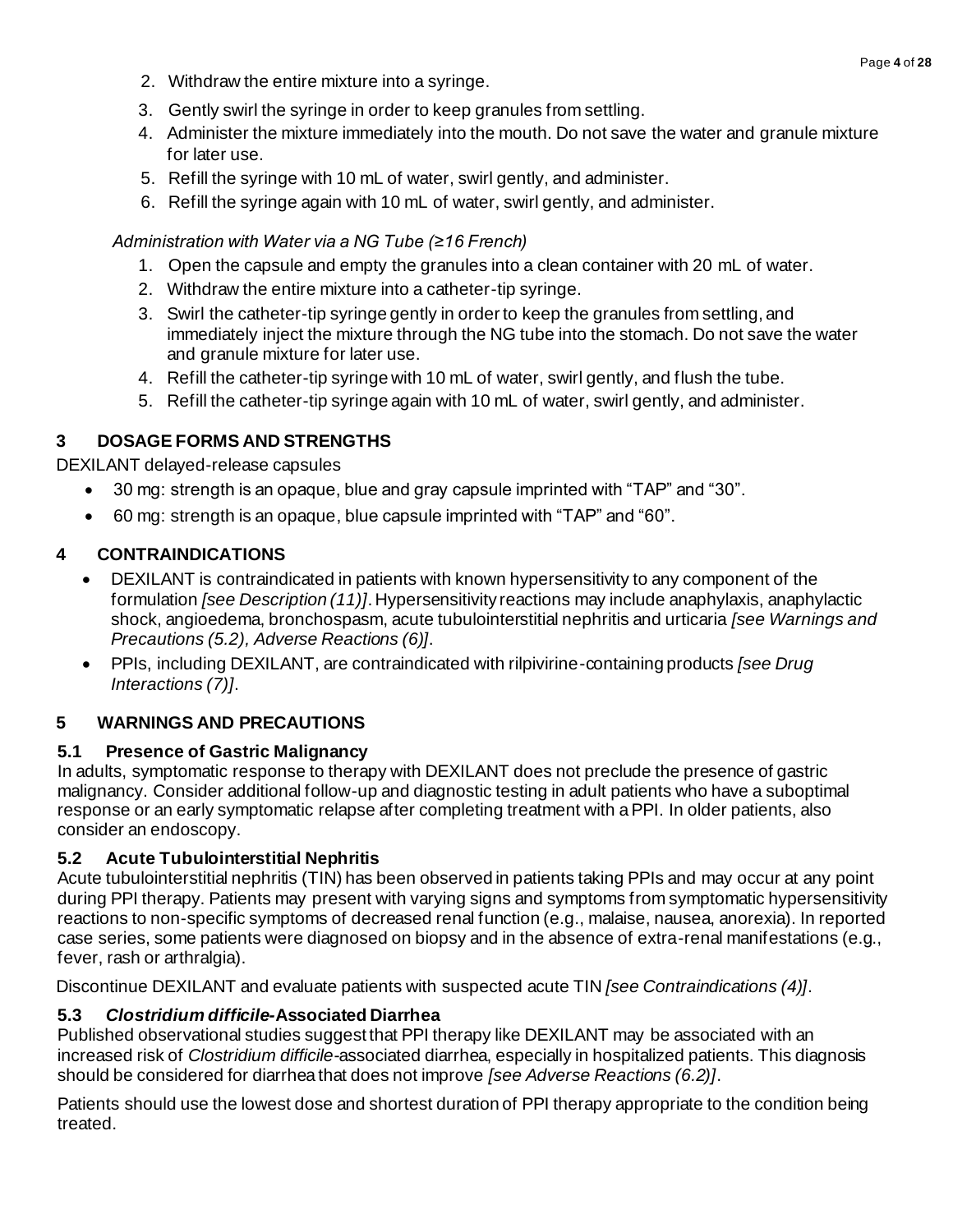2. Withdraw the entire mixture into a syringe.
3. Gently swirl the syringe in order to keep granules from settling.
4. Administer the mixture immediately into the mouth. Do not save the water and granule mixture for later use.
5. Refill the syringe with 10 mL of water, swirl gently, and administer.
6. Refill the syringe again with 10 mL of water, swirl gently, and administer.

*Administration with Water via a NG Tube (≥16 French)*

1. Open the capsule and empty the granules into a clean container with 20 mL of water.
2. Withdraw the entire mixture into a catheter-tip syringe.
3. Swirl the catheter-tip syringe gently in order to keep the granules from settling, and immediately inject the mixture through the NG tube into the stomach. Do not save the water and granule mixture for later use.
4. Refill the catheter-tip syringe with 10 mL of water, swirl gently, and flush the tube.
5. Refill the catheter-tip syringe again with 10 mL of water, swirl gently, and administer.

## 3 DOSAGE FORMS AND STRENGTHS

DEXILANT delayed-release capsules

- 30 mg: strength is an opaque, blue and gray capsule imprinted with "TAP" and "30".
- 60 mg: strength is an opaque, blue capsule imprinted with "TAP" and "60".

## 4 CONTRAINDICATIONS

- DEXILANT is contraindicated in patients with known hypersensitivity to any component of the formulation *[see Description (11)]*. Hypersensitivity reactions may include anaphylaxis, anaphylactic shock, angioedema, bronchospasm, acute tubulointerstitial nephritis and urticaria *[see Warnings and Precautions (5.2), Adverse Reactions (6)]*.
- PPIs, including DEXILANT, are contraindicated with rilpivirine-containing products *[see Drug Interactions (7)]*.

## 5 WARNINGS AND PRECAUTIONS

### 5.1 Presence of Gastric Malignancy

In adults, symptomatic response to therapy with DEXILANT does not preclude the presence of gastric malignancy. Consider additional follow-up and diagnostic testing in adult patients who have a suboptimal response or an early symptomatic relapse after completing treatment with a PPI. In older patients, also consider an endoscopy.

### 5.2 Acute Tubulointerstitial Nephritis

Acute tubulointerstitial nephritis (TIN) has been observed in patients taking PPIs and may occur at any point during PPI therapy. Patients may present with varying signs and symptoms from symptomatic hypersensitivity reactions to non-specific symptoms of decreased renal function (e.g., malaise, nausea, anorexia). In reported case series, some patients were diagnosed on biopsy and in the absence of extra-renal manifestations (e.g., fever, rash or arthralgia).

Discontinue DEXILANT and evaluate patients with suspected acute TIN *[see Contraindications (4)]*.

### 5.3 *Clostridium difficile*-Associated Diarrhea

Published observational studies suggest that PPI therapy like DEXILANT may be associated with an increased risk of *Clostridium difficile*-associated diarrhea, especially in hospitalized patients. This diagnosis should be considered for diarrhea that does not improve *[see Adverse Reactions (6.2)]*.

Patients should use the lowest dose and shortest duration of PPI therapy appropriate to the condition being treated.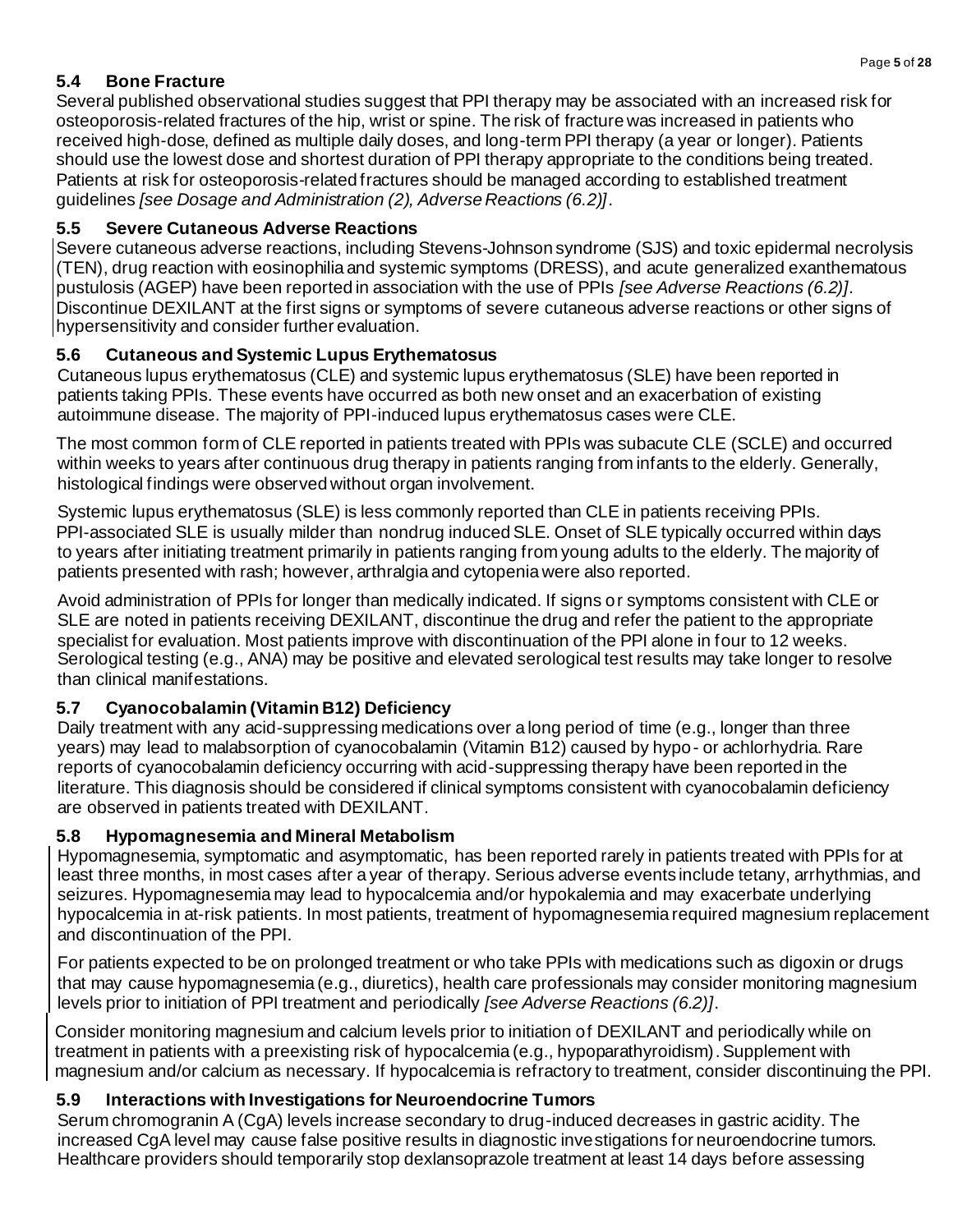### 5.4 Bone Fracture

Several published observational studies suggest that PPI therapy may be associated with an increased risk for osteoporosis-related fractures of the hip, wrist or spine. The risk of fracture was increased in patients who received high-dose, defined as multiple daily doses, and long-term PPI therapy (a year or longer). Patients should use the lowest dose and shortest duration of PPI therapy appropriate to the conditions being treated. Patients at risk for osteoporosis-related fractures should be managed according to established treatment guidelines *[see Dosage and Administration (2), Adverse Reactions (6.2)]*.

### 5.5 Severe Cutaneous Adverse Reactions

Severe cutaneous adverse reactions, including Stevens-Johnson syndrome (SJS) and toxic epidermal necrolysis (TEN), drug reaction with eosinophilia and systemic symptoms (DRESS), and acute generalized exanthematous pustulosis (AGEP) have been reported in association with the use of PPIs *[see Adverse Reactions (6.2)]*. Discontinue DEXILANT at the first signs or symptoms of severe cutaneous adverse reactions or other signs of hypersensitivity and consider further evaluation.

### 5.6 Cutaneous and Systemic Lupus Erythematosus

Cutaneous lupus erythematosus (CLE) and systemic lupus erythematosus (SLE) have been reported in patients taking PPIs. These events have occurred as both new onset and an exacerbation of existing autoimmune disease. The majority of PPI-induced lupus erythematosus cases were CLE.

The most common form of CLE reported in patients treated with PPIs was subacute CLE (SCLE) and occurred within weeks to years after continuous drug therapy in patients ranging from infants to the elderly. Generally, histological findings were observed without organ involvement.

Systemic lupus erythematosus (SLE) is less commonly reported than CLE in patients receiving PPIs. PPI-associated SLE is usually milder than nondrug induced SLE. Onset of SLE typically occurred within days to years after initiating treatment primarily in patients ranging from young adults to the elderly. The majority of patients presented with rash; however, arthralgia and cytopenia were also reported.

Avoid administration of PPIs for longer than medically indicated. If signs or symptoms consistent with CLE or SLE are noted in patients receiving DEXILANT, discontinue the drug and refer the patient to the appropriate specialist for evaluation. Most patients improve with discontinuation of the PPI alone in four to 12 weeks. Serological testing (e.g., ANA) may be positive and elevated serological test results may take longer to resolve than clinical manifestations.

### 5.7 Cyanocobalamin (Vitamin B12) Deficiency

Daily treatment with any acid-suppressing medications over a long period of time (e.g., longer than three years) may lead to malabsorption of cyanocobalamin (Vitamin B12) caused by hypo- or achlorhydria. Rare reports of cyanocobalamin deficiency occurring with acid-suppressing therapy have been reported in the literature. This diagnosis should be considered if clinical symptoms consistent with cyanocobalamin deficiency are observed in patients treated with DEXILANT.

### 5.8 Hypomagnesemia and Mineral Metabolism

Hypomagnesemia, symptomatic and asymptomatic, has been reported rarely in patients treated with PPIs for at least three months, in most cases after a year of therapy. Serious adverse events include tetany, arrhythmias, and seizures. Hypomagnesemia may lead to hypocalcemia and/or hypokalemia and may exacerbate underlying hypocalcemia in at-risk patients. In most patients, treatment of hypomagnesemia required magnesium replacement and discontinuation of the PPI.

For patients expected to be on prolonged treatment or who take PPIs with medications such as digoxin or drugs that may cause hypomagnesemia (e.g., diuretics), health care professionals may consider monitoring magnesium levels prior to initiation of PPI treatment and periodically *[see Adverse Reactions (6.2)]*.

Consider monitoring magnesium and calcium levels prior to initiation of DEXILANT and periodically while on treatment in patients with a preexisting risk of hypocalcemia (e.g., hypoparathyroidism). Supplement with magnesium and/or calcium as necessary. If hypocalcemia is refractory to treatment, consider discontinuing the PPI.

### 5.9 Interactions with Investigations for Neuroendocrine Tumors

Serum chromogranin A (CgA) levels increase secondary to drug-induced decreases in gastric acidity. The increased CgA level may cause false positive results in diagnostic investigations for neuroendocrine tumors. Healthcare providers should temporarily stop dexlansoprazole treatment at least 14 days before assessing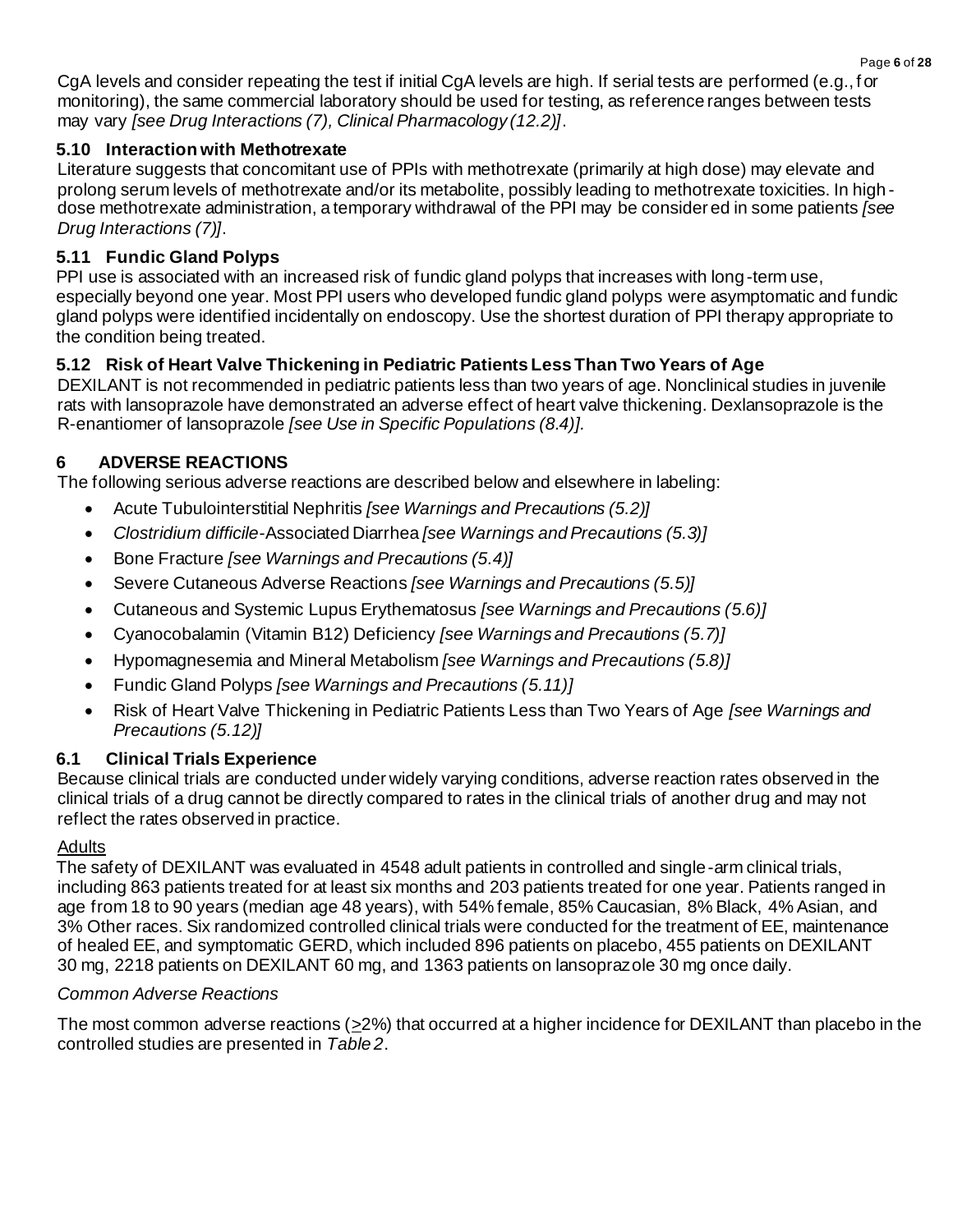CgA levels and consider repeating the test if initial CgA levels are high. If serial tests are performed (e.g., for monitoring), the same commercial laboratory should be used for testing, as reference ranges between tests may vary *[see Drug Interactions (7), Clinical Pharmacology (12.2)]*.

### 5.10 Interaction with Methotrexate

Literature suggests that concomitant use of PPIs with methotrexate (primarily at high dose) may elevate and prolong serum levels of methotrexate and/or its metabolite, possibly leading to methotrexate toxicities. In high-dose methotrexate administration, a temporary withdrawal of the PPI may be considered in some patients *[see Drug Interactions (7)]*.

### 5.11 Fundic Gland Polyps

PPI use is associated with an increased risk of fundic gland polyps that increases with long-term use, especially beyond one year. Most PPI users who developed fundic gland polyps were asymptomatic and fundic gland polyps were identified incidentally on endoscopy. Use the shortest duration of PPI therapy appropriate to the condition being treated.

### 5.12 Risk of Heart Valve Thickening in Pediatric Patients Less Than Two Years of Age

DEXILANT is not recommended in pediatric patients less than two years of age. Nonclinical studies in juvenile rats with lansoprazole have demonstrated an adverse effect of heart valve thickening. Dexlansoprazole is the R-enantiomer of lansoprazole *[see Use in Specific Populations (8.4)].*

## 6 ADVERSE REACTIONS

The following serious adverse reactions are described below and elsewhere in labeling:

- Acute Tubulointerstitial Nephritis *[see Warnings and Precautions (5.2)]*
- *Clostridium difficile*-Associated Diarrhea *[see Warnings and Precautions (5.3)]*
- Bone Fracture *[see Warnings and Precautions (5.4)]*
- Severe Cutaneous Adverse Reactions *[see Warnings and Precautions (5.5)]*
- Cutaneous and Systemic Lupus Erythematosus *[see Warnings and Precautions (5.6)]*
- Cyanocobalamin (Vitamin B12) Deficiency *[see Warnings and Precautions (5.7)]*
- Hypomagnesemia and Mineral Metabolism *[see Warnings and Precautions (5.8)]*
- Fundic Gland Polyps *[see Warnings and Precautions (5.11)]*
- Risk of Heart Valve Thickening in Pediatric Patients Less than Two Years of Age *[see Warnings and Precautions (5.12)]*

### 6.1 Clinical Trials Experience

Because clinical trials are conducted under widely varying conditions, adverse reaction rates observed in the clinical trials of a drug cannot be directly compared to rates in the clinical trials of another drug and may not reflect the rates observed in practice.

Adults

The safety of DEXILANT was evaluated in 4548 adult patients in controlled and single-arm clinical trials, including 863 patients treated for at least six months and 203 patients treated for one year. Patients ranged in age from 18 to 90 years (median age 48 years), with 54% female, 85% Caucasian, 8% Black, 4% Asian, and 3% Other races. Six randomized controlled clinical trials were conducted for the treatment of EE, maintenance of healed EE, and symptomatic GERD, which included 896 patients on placebo, 455 patients on DEXILANT 30 mg, 2218 patients on DEXILANT 60 mg, and 1363 patients on lansoprazole 30 mg once daily.

*Common Adverse Reactions*

The most common adverse reactions (≥2%) that occurred at a higher incidence for DEXILANT than placebo in the controlled studies are presented in *Table 2*.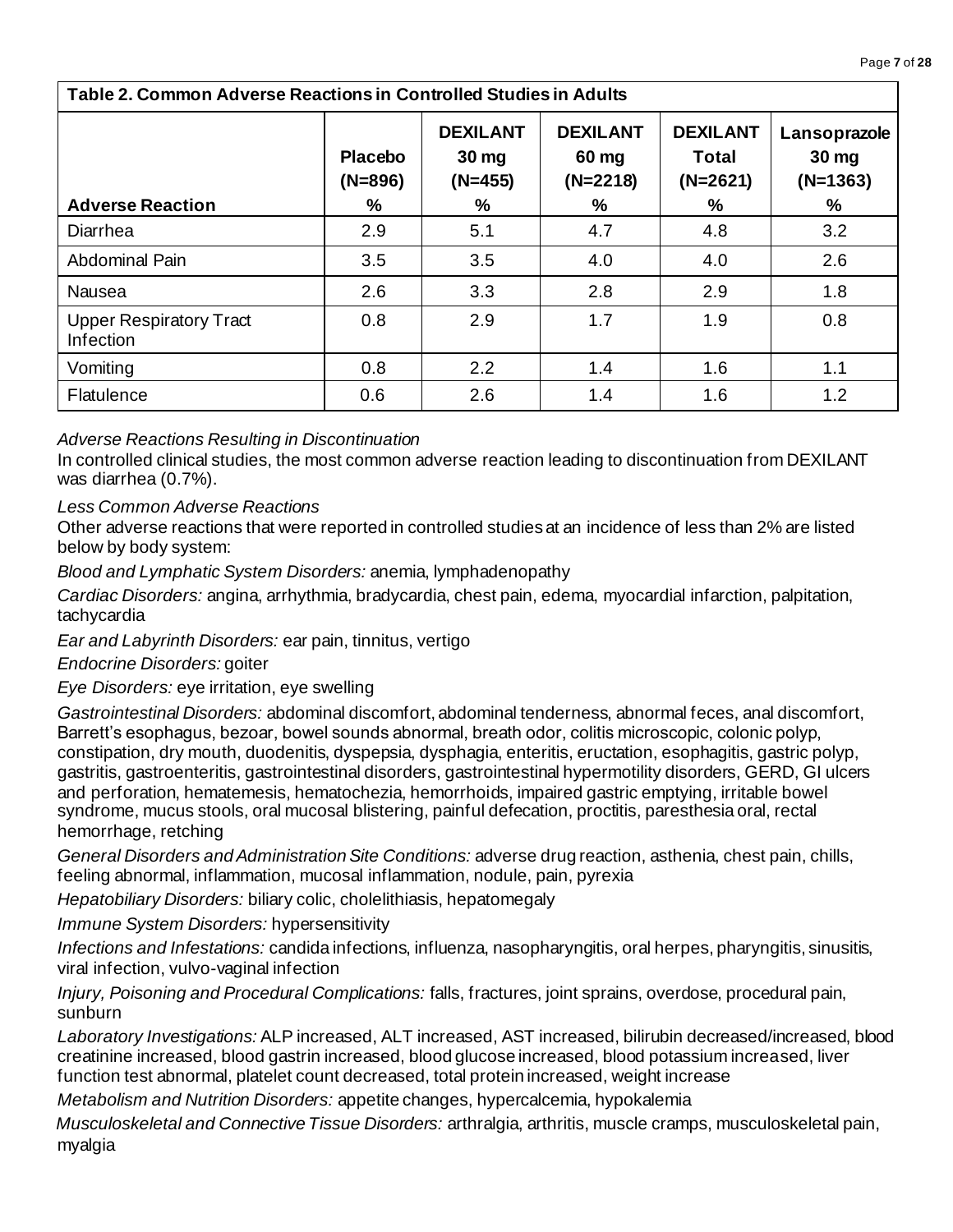**Table 2. Common Adverse Reactions in Controlled Studies in Adults**

| Adverse Reaction | Placebo (N=896) % | DEXILANT 30 mg (N=455) % | DEXILANT 60 mg (N=2218) % | DEXILANT Total (N=2621) % | Lansoprazole 30 mg (N=1363) % |
|---|---|---|---|---|---|
| Diarrhea | 2.9 | 5.1 | 4.7 | 4.8 | 3.2 |
| Abdominal Pain | 3.5 | 3.5 | 4.0 | 4.0 | 2.6 |
| Nausea | 2.6 | 3.3 | 2.8 | 2.9 | 1.8 |
| Upper Respiratory Tract Infection | 0.8 | 2.9 | 1.7 | 1.9 | 0.8 |
| Vomiting | 0.8 | 2.2 | 1.4 | 1.6 | 1.1 |
| Flatulence | 0.6 | 2.6 | 1.4 | 1.6 | 1.2 |

*Adverse Reactions Resulting in Discontinuation*

In controlled clinical studies, the most common adverse reaction leading to discontinuation from DEXILANT was diarrhea (0.7%).

*Less Common Adverse Reactions*

Other adverse reactions that were reported in controlled studies at an incidence of less than 2% are listed below by body system:

*Blood and Lymphatic System Disorders:* anemia, lymphadenopathy

*Cardiac Disorders:* angina, arrhythmia, bradycardia, chest pain, edema, myocardial infarction, palpitation, tachycardia

*Ear and Labyrinth Disorders:* ear pain, tinnitus, vertigo

*Endocrine Disorders:* goiter

*Eye Disorders:* eye irritation, eye swelling

*Gastrointestinal Disorders:* abdominal discomfort, abdominal tenderness, abnormal feces, anal discomfort, Barrett's esophagus, bezoar, bowel sounds abnormal, breath odor, colitis microscopic, colonic polyp, constipation, dry mouth, duodenitis, dyspepsia, dysphagia, enteritis, eructation, esophagitis, gastric polyp, gastritis, gastroenteritis, gastrointestinal disorders, gastrointestinal hypermotility disorders, GERD, GI ulcers and perforation, hematemesis, hematochezia, hemorrhoids, impaired gastric emptying, irritable bowel syndrome, mucus stools, oral mucosal blistering, painful defecation, proctitis, paresthesia oral, rectal hemorrhage, retching

*General Disorders and Administration Site Conditions:* adverse drug reaction, asthenia, chest pain, chills, feeling abnormal, inflammation, mucosal inflammation, nodule, pain, pyrexia

*Hepatobiliary Disorders:* biliary colic, cholelithiasis, hepatomegaly

*Immune System Disorders:* hypersensitivity

*Infections and Infestations:* candida infections, influenza, nasopharyngitis, oral herpes, pharyngitis, sinusitis, viral infection, vulvo-vaginal infection

*Injury, Poisoning and Procedural Complications:* falls, fractures, joint sprains, overdose, procedural pain, sunburn

*Laboratory Investigations:* ALP increased, ALT increased, AST increased, bilirubin decreased/increased, blood creatinine increased, blood gastrin increased, blood glucose increased, blood potassium increased, liver function test abnormal, platelet count decreased, total protein increased, weight increase

*Metabolism and Nutrition Disorders:* appetite changes, hypercalcemia, hypokalemia

*Musculoskeletal and Connective Tissue Disorders:* arthralgia, arthritis, muscle cramps, musculoskeletal pain, myalgia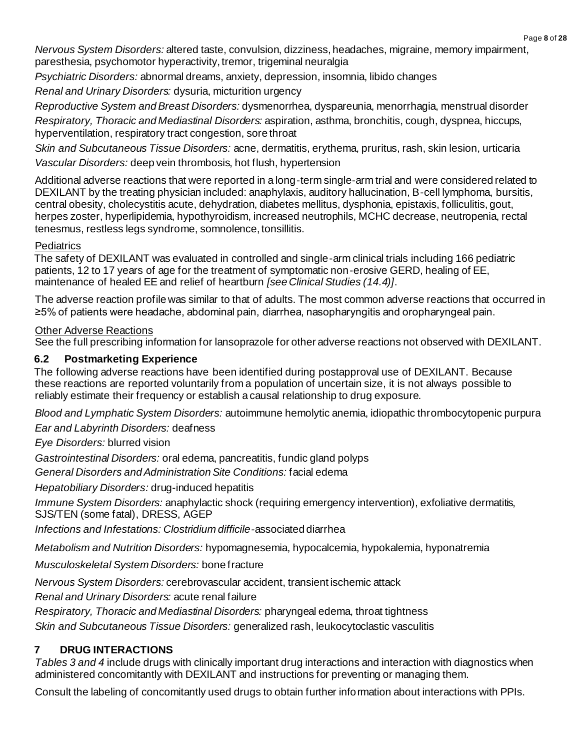*Nervous System Disorders:* altered taste, convulsion, dizziness, headaches, migraine, memory impairment, paresthesia, psychomotor hyperactivity, tremor, trigeminal neuralgia

*Psychiatric Disorders:* abnormal dreams, anxiety, depression, insomnia, libido changes

*Renal and Urinary Disorders:* dysuria, micturition urgency

*Reproductive System and Breast Disorders:* dysmenorrhea, dyspareunia, menorrhagia, menstrual disorder

*Respiratory, Thoracic and Mediastinal Disorders:* aspiration, asthma, bronchitis, cough, dyspnea, hiccups, hyperventilation, respiratory tract congestion, sore throat

*Skin and Subcutaneous Tissue Disorders:* acne, dermatitis, erythema, pruritus, rash, skin lesion, urticaria

*Vascular Disorders:* deep vein thrombosis, hot flush, hypertension

Additional adverse reactions that were reported in a long-term single-arm trial and were considered related to DEXILANT by the treating physician included: anaphylaxis, auditory hallucination, B-cell lymphoma, bursitis, central obesity, cholecystitis acute, dehydration, diabetes mellitus, dysphonia, epistaxis, folliculitis, gout, herpes zoster, hyperlipidemia, hypothyroidism, increased neutrophils, MCHC decrease, neutropenia, rectal tenesmus, restless legs syndrome, somnolence, tonsillitis.

Pediatrics

The safety of DEXILANT was evaluated in controlled and single-arm clinical trials including 166 pediatric patients, 12 to 17 years of age for the treatment of symptomatic non-erosive GERD, healing of EE, maintenance of healed EE and relief of heartburn *[see Clinical Studies (14.4)]*.

The adverse reaction profile was similar to that of adults. The most common adverse reactions that occurred in ≥5% of patients were headache, abdominal pain, diarrhea, nasopharyngitis and oropharyngeal pain.

Other Adverse Reactions

See the full prescribing information for lansoprazole for other adverse reactions not observed with DEXILANT.

### 6.2 Postmarketing Experience

The following adverse reactions have been identified during postapproval use of DEXILANT. Because these reactions are reported voluntarily from a population of uncertain size, it is not always possible to reliably estimate their frequency or establish a causal relationship to drug exposure.

*Blood and Lymphatic System Disorders:* autoimmune hemolytic anemia, idiopathic thrombocytopenic purpura

*Ear and Labyrinth Disorders:* deafness

*Eye Disorders:* blurred vision

*Gastrointestinal Disorders:* oral edema, pancreatitis, fundic gland polyps

*General Disorders and Administration Site Conditions:* facial edema

*Hepatobiliary Disorders:* drug-induced hepatitis

*Immune System Disorders:* anaphylactic shock (requiring emergency intervention), exfoliative dermatitis, SJS/TEN (some fatal), DRESS, AGEP

*Infections and Infestations: Clostridium difficile*-associated diarrhea

*Metabolism and Nutrition Disorders:* hypomagnesemia, hypocalcemia, hypokalemia, hyponatremia

*Musculoskeletal System Disorders:* bone fracture

*Nervous System Disorders:* cerebrovascular accident, transient ischemic attack

*Renal and Urinary Disorders:* acute renal failure

*Respiratory, Thoracic and Mediastinal Disorders:* pharyngeal edema, throat tightness

*Skin and Subcutaneous Tissue Disorders:* generalized rash, leukocytoclastic vasculitis

## 7 DRUG INTERACTIONS

*Tables 3 and 4* include drugs with clinically important drug interactions and interaction with diagnostics when administered concomitantly with DEXILANT and instructions for preventing or managing them.

Consult the labeling of concomitantly used drugs to obtain further information about interactions with PPIs.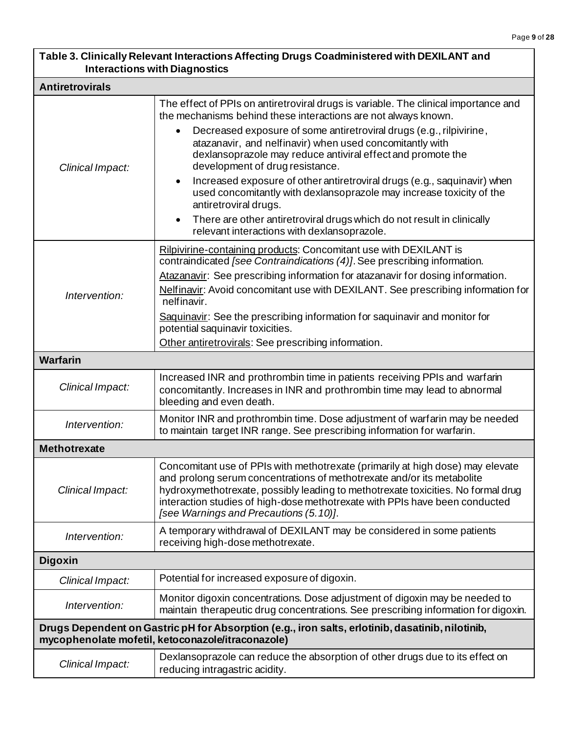| **Table 3. Clinically Relevant Interactions Affecting Drugs Coadministered with DEXILANT and Interactions with Diagnostics** | |
|---|---|
| **Antiretrovirals** | |
| *Clinical Impact:* | The effect of PPIs on antiretroviral drugs is variable. The clinical importance and the mechanisms behind these interactions are not always known.<br>• Decreased exposure of some antiretroviral drugs (e.g., rilpivirine, atazanavir, and nelfinavir) when used concomitantly with dexlansoprazole may reduce antiviral effect and promote the development of drug resistance.<br>• Increased exposure of other antiretroviral drugs (e.g., saquinavir) when used concomitantly with dexlansoprazole may increase toxicity of the antiretroviral drugs.<br>• There are other antiretroviral drugs which do not result in clinically relevant interactions with dexlansoprazole. |
| *Intervention:* | Rilpivirine-containing products: Concomitant use with DEXILANT is contraindicated *[see Contraindications (4)]*. See prescribing information.<br>Atazanavir: See prescribing information for atazanavir for dosing information.<br>Nelfinavir: Avoid concomitant use with DEXILANT. See prescribing information for nelfinavir.<br>Saquinavir: See the prescribing information for saquinavir and monitor for potential saquinavir toxicities.<br>Other antiretrovirals: See prescribing information. |
| **Warfarin** | |
| *Clinical Impact:* | Increased INR and prothrombin time in patients receiving PPIs and warfarin concomitantly. Increases in INR and prothrombin time may lead to abnormal bleeding and even death. |
| *Intervention:* | Monitor INR and prothrombin time. Dose adjustment of warfarin may be needed to maintain target INR range. See prescribing information for warfarin. |
| **Methotrexate** | |
| *Clinical Impact:* | Concomitant use of PPIs with methotrexate (primarily at high dose) may elevate and prolong serum concentrations of methotrexate and/or its metabolite hydroxymethotrexate, possibly leading to methotrexate toxicities. No formal drug interaction studies of high-dose methotrexate with PPIs have been conducted *[see Warnings and Precautions (5.10)]*. |
| *Intervention:* | A temporary withdrawal of DEXILANT may be considered in some patients receiving high-dose methotrexate. |
| **Digoxin** | |
| *Clinical Impact:* | Potential for increased exposure of digoxin. |
| *Intervention:* | Monitor digoxin concentrations. Dose adjustment of digoxin may be needed to maintain therapeutic drug concentrations. See prescribing information for digoxin. |
| **Drugs Dependent on Gastric pH for Absorption (e.g., iron salts, erlotinib, dasatinib, nilotinib, mycophenolate mofetil, ketoconazole/itraconazole)** | |
| *Clinical Impact:* | Dexlansoprazole can reduce the absorption of other drugs due to its effect on reducing intragastric acidity. |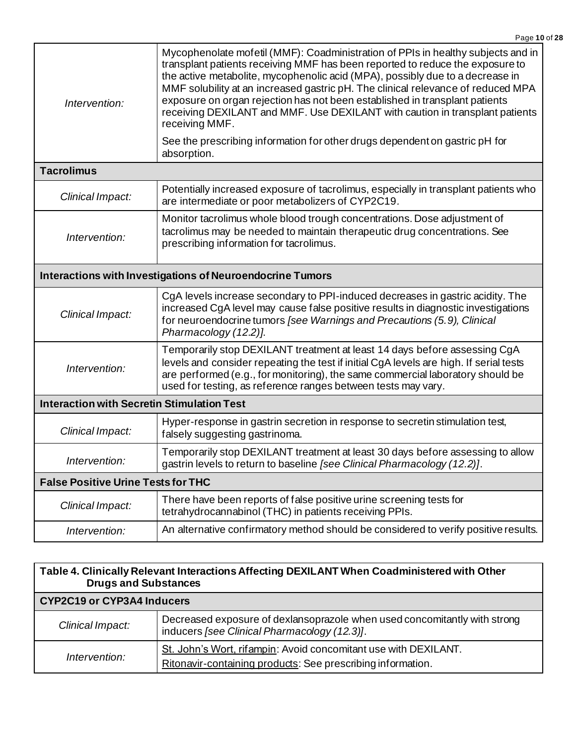| | |
|---|---|
| *Intervention:* | Mycophenolate mofetil (MMF): Coadministration of PPIs in healthy subjects and in transplant patients receiving MMF has been reported to reduce the exposure to the active metabolite, mycophenolic acid (MPA), possibly due to a decrease in MMF solubility at an increased gastric pH. The clinical relevance of reduced MPA exposure on organ rejection has not been established in transplant patients receiving DEXILANT and MMF. Use DEXILANT with caution in transplant patients receiving MMF.<br><br>See the prescribing information for other drugs dependent on gastric pH for absorption. |
| **Tacrolimus** | |
| *Clinical Impact:* | Potentially increased exposure of tacrolimus, especially in transplant patients who are intermediate or poor metabolizers of CYP2C19. |
| *Intervention:* | Monitor tacrolimus whole blood trough concentrations. Dose adjustment of tacrolimus may be needed to maintain therapeutic drug concentrations. See prescribing information for tacrolimus. |
| **Interactions with Investigations of Neuroendocrine Tumors** | |
| *Clinical Impact:* | CgA levels increase secondary to PPI-induced decreases in gastric acidity. The increased CgA level may cause false positive results in diagnostic investigations for neuroendocrine tumors *[see Warnings and Precautions (5.9), Clinical Pharmacology (12.2)]*. |
| *Intervention:* | Temporarily stop DEXILANT treatment at least 14 days before assessing CgA levels and consider repeating the test if initial CgA levels are high. If serial tests are performed (e.g., for monitoring), the same commercial laboratory should be used for testing, as reference ranges between tests may vary. |
| **Interaction with Secretin Stimulation Test** | |
| *Clinical Impact:* | Hyper-response in gastrin secretion in response to secretin stimulation test, falsely suggesting gastrinoma. |
| *Intervention:* | Temporarily stop DEXILANT treatment at least 30 days before assessing to allow gastrin levels to return to baseline *[see Clinical Pharmacology (12.2)]*. |
| **False Positive Urine Tests for THC** | |
| *Clinical Impact:* | There have been reports of false positive urine screening tests for tetrahydrocannabinol (THC) in patients receiving PPIs. |
| *Intervention:* | An alternative confirmatory method should be considered to verify positive results. |

| **Table 4. Clinically Relevant Interactions Affecting DEXILANT When Coadministered with Other Drugs and Substances** | |
|---|---|
| **CYP2C19 or CYP3A4 Inducers** | |
| *Clinical Impact:* | Decreased exposure of dexlansoprazole when used concomitantly with strong inducers *[see Clinical Pharmacology (12.3)]*. |
| *Intervention:* | St. John's Wort, rifampin: Avoid concomitant use with DEXILANT.<br>Ritonavir-containing products: See prescribing information. |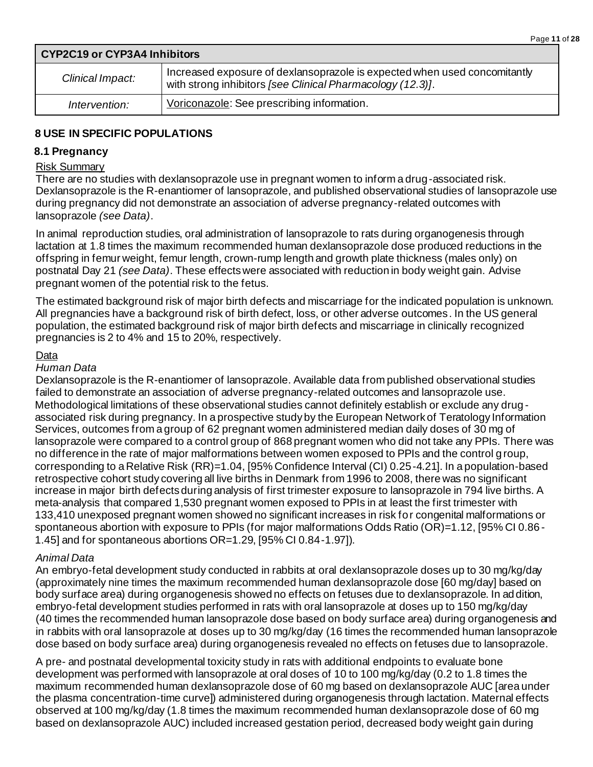| CYP2C19 or CYP3A4 Inhibitors | |
|---|---|
| *Clinical Impact:* | Increased exposure of dexlansoprazole is expected when used concomitantly with strong inhibitors *[see Clinical Pharmacology (12.3)]*. |
| *Intervention:* | Voriconazole: See prescribing information. |

## 8 USE IN SPECIFIC POPULATIONS

### 8.1 Pregnancy

Risk Summary

There are no studies with dexlansoprazole use in pregnant women to inform a drug-associated risk. Dexlansoprazole is the R-enantiomer of lansoprazole, and published observational studies of lansoprazole use during pregnancy did not demonstrate an association of adverse pregnancy-related outcomes with lansoprazole *(see Data)*.

In animal reproduction studies, oral administration of lansoprazole to rats during organogenesis through lactation at 1.8 times the maximum recommended human dexlansoprazole dose produced reductions in the offspring in femur weight, femur length, crown-rump length and growth plate thickness (males only) on postnatal Day 21 *(see Data)*. These effects were associated with reduction in body weight gain. Advise pregnant women of the potential risk to the fetus.

The estimated background risk of major birth defects and miscarriage for the indicated population is unknown. All pregnancies have a background risk of birth defect, loss, or other adverse outcomes. In the US general population, the estimated background risk of major birth defects and miscarriage in clinically recognized pregnancies is 2 to 4% and 15 to 20%, respectively.

Data

*Human Data*

Dexlansoprazole is the R-enantiomer of lansoprazole. Available data from published observational studies failed to demonstrate an association of adverse pregnancy-related outcomes and lansoprazole use. Methodological limitations of these observational studies cannot definitely establish or exclude any drug-associated risk during pregnancy. In a prospective study by the European Network of Teratology Information Services, outcomes from a group of 62 pregnant women administered median daily doses of 30 mg of lansoprazole were compared to a control group of 868 pregnant women who did not take any PPIs. There was no difference in the rate of major malformations between women exposed to PPIs and the control group, corresponding to a Relative Risk (RR)=1.04, [95% Confidence Interval (CI) 0.25-4.21]. In a population-based retrospective cohort study covering all live births in Denmark from 1996 to 2008, there was no significant increase in major birth defects during analysis of first trimester exposure to lansoprazole in 794 live births. A meta-analysis that compared 1,530 pregnant women exposed to PPIs in at least the first trimester with 133,410 unexposed pregnant women showed no significant increases in risk for congenital malformations or spontaneous abortion with exposure to PPIs (for major malformations Odds Ratio (OR)=1.12, [95% CI 0.86-1.45] and for spontaneous abortions OR=1.29, [95% CI 0.84-1.97]).

*Animal Data*

An embryo-fetal development study conducted in rabbits at oral dexlansoprazole doses up to 30 mg/kg/day (approximately nine times the maximum recommended human dexlansoprazole dose [60 mg/day] based on body surface area) during organogenesis showed no effects on fetuses due to dexlansoprazole. In addition, embryo-fetal development studies performed in rats with oral lansoprazole at doses up to 150 mg/kg/day (40 times the recommended human lansoprazole dose based on body surface area) during organogenesis and in rabbits with oral lansoprazole at doses up to 30 mg/kg/day (16 times the recommended human lansoprazole dose based on body surface area) during organogenesis revealed no effects on fetuses due to lansoprazole.

A pre- and postnatal developmental toxicity study in rats with additional endpoints to evaluate bone development was performed with lansoprazole at oral doses of 10 to 100 mg/kg/day (0.2 to 1.8 times the maximum recommended human dexlansoprazole dose of 60 mg based on dexlansoprazole AUC [area under the plasma concentration-time curve]) administered during organogenesis through lactation. Maternal effects observed at 100 mg/kg/day (1.8 times the maximum recommended human dexlansoprazole dose of 60 mg based on dexlansoprazole AUC) included increased gestation period, decreased body weight gain during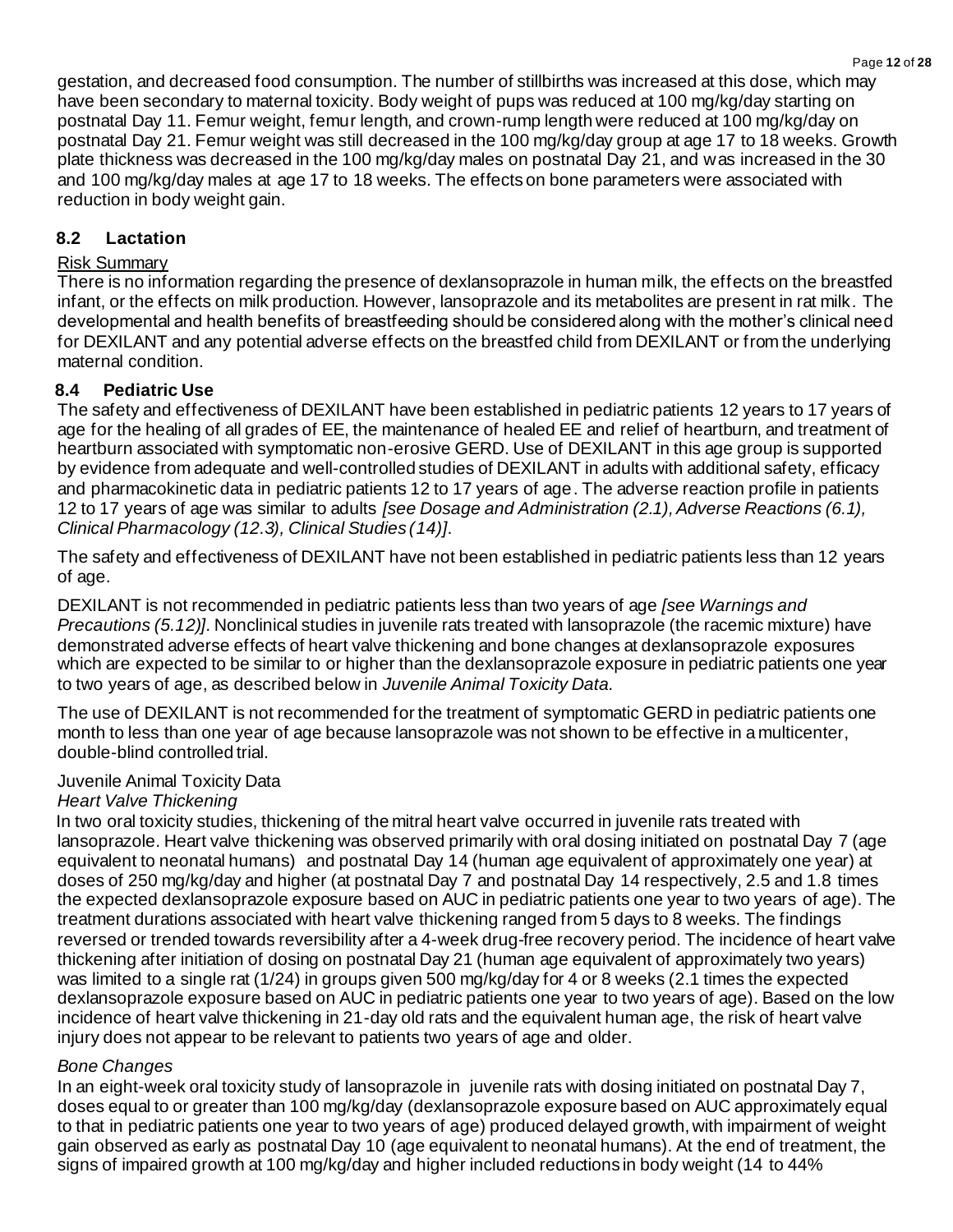gestation, and decreased food consumption. The number of stillbirths was increased at this dose, which may have been secondary to maternal toxicity. Body weight of pups was reduced at 100 mg/kg/day starting on postnatal Day 11. Femur weight, femur length, and crown-rump length were reduced at 100 mg/kg/day on postnatal Day 21. Femur weight was still decreased in the 100 mg/kg/day group at age 17 to 18 weeks. Growth plate thickness was decreased in the 100 mg/kg/day males on postnatal Day 21, and was increased in the 30 and 100 mg/kg/day males at age 17 to 18 weeks. The effects on bone parameters were associated with reduction in body weight gain.

## 8.2 Lactation

Risk Summary

There is no information regarding the presence of dexlansoprazole in human milk, the effects on the breastfed infant, or the effects on milk production. However, lansoprazole and its metabolites are present in rat milk. The developmental and health benefits of breastfeeding should be considered along with the mother's clinical need for DEXILANT and any potential adverse effects on the breastfed child from DEXILANT or from the underlying maternal condition.

## 8.4 Pediatric Use

The safety and effectiveness of DEXILANT have been established in pediatric patients 12 years to 17 years of age for the healing of all grades of EE, the maintenance of healed EE and relief of heartburn, and treatment of heartburn associated with symptomatic non-erosive GERD. Use of DEXILANT in this age group is supported by evidence from adequate and well-controlled studies of DEXILANT in adults with additional safety, efficacy and pharmacokinetic data in pediatric patients 12 to 17 years of age. The adverse reaction profile in patients 12 to 17 years of age was similar to adults *[see Dosage and Administration (2.1), Adverse Reactions (6.1), Clinical Pharmacology (12.3), Clinical Studies (14)]*.

The safety and effectiveness of DEXILANT have not been established in pediatric patients less than 12 years of age.

DEXILANT is not recommended in pediatric patients less than two years of age *[see Warnings and Precautions (5.12)]*. Nonclinical studies in juvenile rats treated with lansoprazole (the racemic mixture) have demonstrated adverse effects of heart valve thickening and bone changes at dexlansoprazole exposures which are expected to be similar to or higher than the dexlansoprazole exposure in pediatric patients one year to two years of age, as described below in *Juvenile Animal Toxicity Data*.

The use of DEXILANT is not recommended for the treatment of symptomatic GERD in pediatric patients one month to less than one year of age because lansoprazole was not shown to be effective in a multicenter, double-blind controlled trial.

Juvenile Animal Toxicity Data

*Heart Valve Thickening*

In two oral toxicity studies, thickening of the mitral heart valve occurred in juvenile rats treated with lansoprazole. Heart valve thickening was observed primarily with oral dosing initiated on postnatal Day 7 (age equivalent to neonatal humans) and postnatal Day 14 (human age equivalent of approximately one year) at doses of 250 mg/kg/day and higher (at postnatal Day 7 and postnatal Day 14 respectively, 2.5 and 1.8 times the expected dexlansoprazole exposure based on AUC in pediatric patients one year to two years of age). The treatment durations associated with heart valve thickening ranged from 5 days to 8 weeks. The findings reversed or trended towards reversibility after a 4-week drug-free recovery period. The incidence of heart valve thickening after initiation of dosing on postnatal Day 21 (human age equivalent of approximately two years) was limited to a single rat (1/24) in groups given 500 mg/kg/day for 4 or 8 weeks (2.1 times the expected dexlansoprazole exposure based on AUC in pediatric patients one year to two years of age). Based on the low incidence of heart valve thickening in 21-day old rats and the equivalent human age, the risk of heart valve injury does not appear to be relevant to patients two years of age and older.

*Bone Changes*

In an eight-week oral toxicity study of lansoprazole in juvenile rats with dosing initiated on postnatal Day 7, doses equal to or greater than 100 mg/kg/day (dexlansoprazole exposure based on AUC approximately equal to that in pediatric patients one year to two years of age) produced delayed growth, with impairment of weight gain observed as early as postnatal Day 10 (age equivalent to neonatal humans). At the end of treatment, the signs of impaired growth at 100 mg/kg/day and higher included reductions in body weight (14 to 44%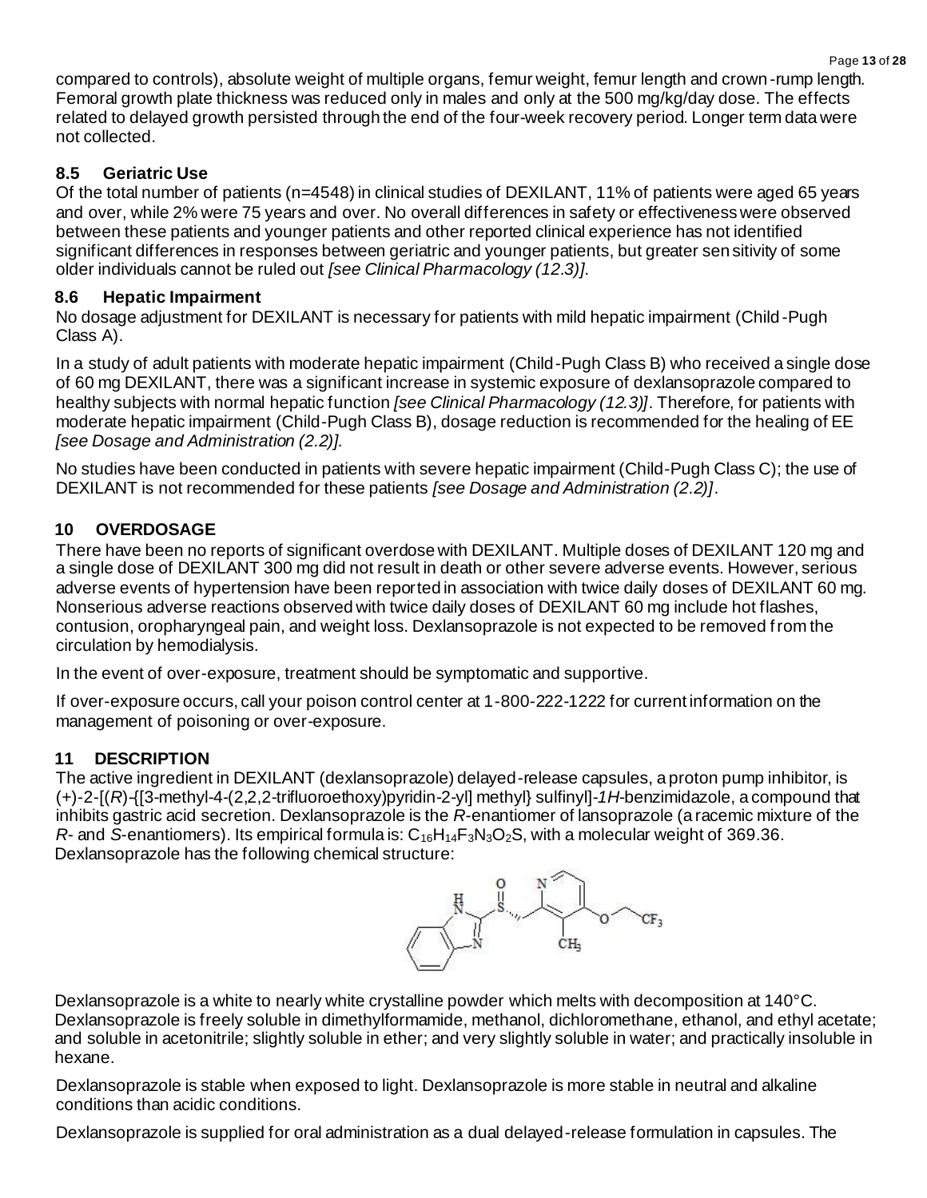compared to controls), absolute weight of multiple organs, femur weight, femur length and crown-rump length. Femoral growth plate thickness was reduced only in males and only at the 500 mg/kg/day dose. The effects related to delayed growth persisted through the end of the four-week recovery period. Longer term data were not collected.

### 8.5 Geriatric Use

Of the total number of patients (n=4548) in clinical studies of DEXILANT, 11% of patients were aged 65 years and over, while 2% were 75 years and over. No overall differences in safety or effectiveness were observed between these patients and younger patients and other reported clinical experience has not identified significant differences in responses between geriatric and younger patients, but greater sensitivity of some older individuals cannot be ruled out *[see Clinical Pharmacology (12.3)]*.

### 8.6 Hepatic Impairment

No dosage adjustment for DEXILANT is necessary for patients with mild hepatic impairment (Child-Pugh Class A).

In a study of adult patients with moderate hepatic impairment (Child-Pugh Class B) who received a single dose of 60 mg DEXILANT, there was a significant increase in systemic exposure of dexlansoprazole compared to healthy subjects with normal hepatic function *[see Clinical Pharmacology (12.3)]*. Therefore, for patients with moderate hepatic impairment (Child-Pugh Class B), dosage reduction is recommended for the healing of EE *[see Dosage and Administration (2.2)]*.

No studies have been conducted in patients with severe hepatic impairment (Child-Pugh Class C); the use of DEXILANT is not recommended for these patients *[see Dosage and Administration (2.2)]*.

## 10 OVERDOSAGE

There have been no reports of significant overdose with DEXILANT. Multiple doses of DEXILANT 120 mg and a single dose of DEXILANT 300 mg did not result in death or other severe adverse events. However, serious adverse events of hypertension have been reported in association with twice daily doses of DEXILANT 60 mg. Nonserious adverse reactions observed with twice daily doses of DEXILANT 60 mg include hot flashes, contusion, oropharyngeal pain, and weight loss. Dexlansoprazole is not expected to be removed from the circulation by hemodialysis.

In the event of over-exposure, treatment should be symptomatic and supportive.

If over-exposure occurs, call your poison control center at 1-800-222-1222 for current information on the management of poisoning or over-exposure.

## 11 DESCRIPTION

The active ingredient in DEXILANT (dexlansoprazole) delayed-release capsules, a proton pump inhibitor, is (+)-2-[(*R*)-{[3-methyl-4-(2,2,2-trifluoroethoxy)pyridin-2-yl] methyl} sulfinyl]-*1H*-benzimidazole, a compound that inhibits gastric acid secretion. Dexlansoprazole is the *R*-enantiomer of lansoprazole (a racemic mixture of the *R*- and *S*-enantiomers). Its empirical formula is: $C_{16}H_{14}F_3N_3O_2S$, with a molecular weight of 369.36. Dexlansoprazole has the following chemical structure:

Dexlansoprazole is a white to nearly white crystalline powder which melts with decomposition at 140°C. Dexlansoprazole is freely soluble in dimethylformamide, methanol, dichloromethane, ethanol, and ethyl acetate; and soluble in acetonitrile; slightly soluble in ether; and very slightly soluble in water; and practically insoluble in hexane.

Dexlansoprazole is stable when exposed to light. Dexlansoprazole is more stable in neutral and alkaline conditions than acidic conditions.

Dexlansoprazole is supplied for oral administration as a dual delayed-release formulation in capsules. The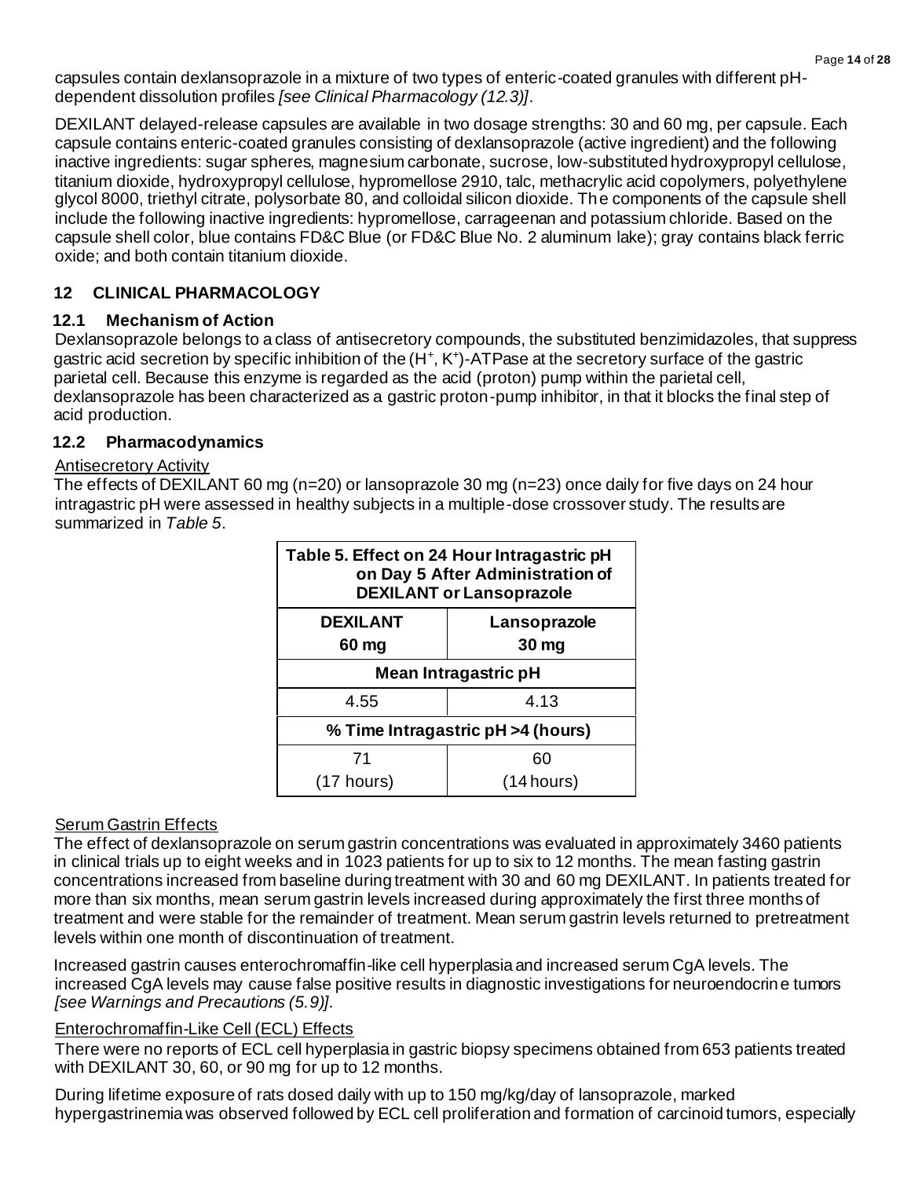capsules contain dexlansoprazole in a mixture of two types of enteric-coated granules with different pH-dependent dissolution profiles *[see Clinical Pharmacology (12.3)]*.

DEXILANT delayed-release capsules are available in two dosage strengths: 30 and 60 mg, per capsule. Each capsule contains enteric-coated granules consisting of dexlansoprazole (active ingredient) and the following inactive ingredients: sugar spheres, magnesium carbonate, sucrose, low-substituted hydroxypropyl cellulose, titanium dioxide, hydroxypropyl cellulose, hypromellose 2910, talc, methacrylic acid copolymers, polyethylene glycol 8000, triethyl citrate, polysorbate 80, and colloidal silicon dioxide. The components of the capsule shell include the following inactive ingredients: hypromellose, carrageenan and potassium chloride. Based on the capsule shell color, blue contains FD&C Blue (or FD&C Blue No. 2 aluminum lake); gray contains black ferric oxide; and both contain titanium dioxide.

## 12 CLINICAL PHARMACOLOGY

### 12.1 Mechanism of Action

Dexlansoprazole belongs to a class of antisecretory compounds, the substituted benzimidazoles, that suppress gastric acid secretion by specific inhibition of the ($H^+$, $K^+$)-ATPase at the secretory surface of the gastric parietal cell. Because this enzyme is regarded as the acid (proton) pump within the parietal cell, dexlansoprazole has been characterized as a gastric proton-pump inhibitor, in that it blocks the final step of acid production.

### 12.2 Pharmacodynamics

Antisecretory Activity

The effects of DEXILANT 60 mg (n=20) or lansoprazole 30 mg (n=23) once daily for five days on 24 hour intragastric pH were assessed in healthy subjects in a multiple-dose crossover study. The results are summarized in *Table 5*.

**Table 5. Effect on 24 Hour Intragastric pH on Day 5 After Administration of DEXILANT or Lansoprazole**

| DEXILANT 60 mg | Lansoprazole 30 mg |
|---|---|
| **Mean Intragastric pH** | |
| 4.55 | 4.13 |
| **% Time Intragastric pH >4 (hours)** | |
| 71 (17 hours) | 60 (14 hours) |

Serum Gastrin Effects

The effect of dexlansoprazole on serum gastrin concentrations was evaluated in approximately 3460 patients in clinical trials up to eight weeks and in 1023 patients for up to six to 12 months. The mean fasting gastrin concentrations increased from baseline during treatment with 30 and 60 mg DEXILANT. In patients treated for more than six months, mean serum gastrin levels increased during approximately the first three months of treatment and were stable for the remainder of treatment. Mean serum gastrin levels returned to pretreatment levels within one month of discontinuation of treatment.

Increased gastrin causes enterochromaffin-like cell hyperplasia and increased serum CgA levels. The increased CgA levels may cause false positive results in diagnostic investigations for neuroendocrine tumors *[see Warnings and Precautions (5.9)]*.

Enterochromaffin-Like Cell (ECL) Effects

There were no reports of ECL cell hyperplasia in gastric biopsy specimens obtained from 653 patients treated with DEXILANT 30, 60, or 90 mg for up to 12 months.

During lifetime exposure of rats dosed daily with up to 150 mg/kg/day of lansoprazole, marked hypergastrinemia was observed followed by ECL cell proliferation and formation of carcinoid tumors, especially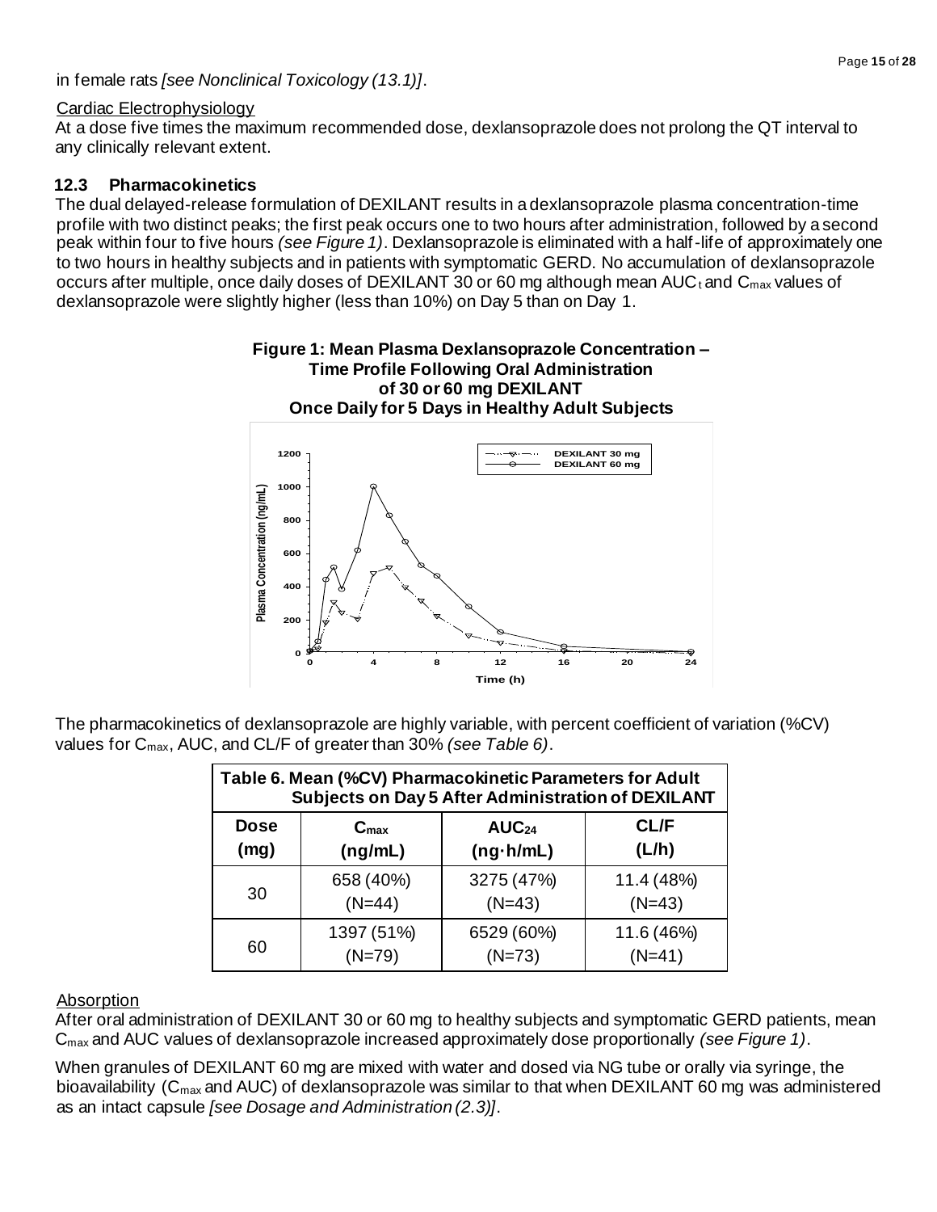in female rats *[see Nonclinical Toxicology (13.1)]*.

Cardiac Electrophysiology

At a dose five times the maximum recommended dose, dexlansoprazole does not prolong the QT interval to any clinically relevant extent.

### 12.3 Pharmacokinetics

The dual delayed-release formulation of DEXILANT results in a dexlansoprazole plasma concentration-time profile with two distinct peaks; the first peak occurs one to two hours after administration, followed by a second peak within four to five hours *(see Figure 1)*. Dexlansoprazole is eliminated with a half-life of approximately one to two hours in healthy subjects and in patients with symptomatic GERD. No accumulation of dexlansoprazole occurs after multiple, once daily doses of DEXILANT 30 or 60 mg although mean $AUC_t$ and $C_{max}$ values of dexlansoprazole were slightly higher (less than 10%) on Day 5 than on Day 1.

**Figure 1: Mean Plasma Dexlansoprazole Concentration – Time Profile Following Oral Administration of 30 or 60 mg DEXILANT Once Daily for 5 Days in Healthy Adult Subjects**

DEXILANT 30 mg
DEXILANT 60 mg
Plasma Concentration (ng/mL)
0
200
400
600
800
1000
1200
Time (h)
0
4
8
12
16
20
24

The pharmacokinetics of dexlansoprazole are highly variable, with percent coefficient of variation (%CV) values for $C_{max}$, AUC, and CL/F of greater than 30% *(see Table 6)*.

**Table 6. Mean (%CV) Pharmacokinetic Parameters for Adult Subjects on Day 5 After Administration of DEXILANT**

| Dose (mg) | $C_{max}$ (ng/mL) | $AUC_{24}$ (ng·h/mL) | CL/F (L/h) |
|---|---|---|---|
| 30 | 658 (40%) (N=44) | 3275 (47%) (N=43) | 11.4 (48%) (N=43) |
| 60 | 1397 (51%) (N=79) | 6529 (60%) (N=73) | 11.6 (46%) (N=41) |

Absorption

After oral administration of DEXILANT 30 or 60 mg to healthy subjects and symptomatic GERD patients, mean $C_{max}$ and AUC values of dexlansoprazole increased approximately dose proportionally *(see Figure 1)*.

When granules of DEXILANT 60 mg are mixed with water and dosed via NG tube or orally via syringe, the bioavailability ($C_{max}$ and AUC) of dexlansoprazole was similar to that when DEXILANT 60 mg was administered as an intact capsule *[see Dosage and Administration (2.3)]*.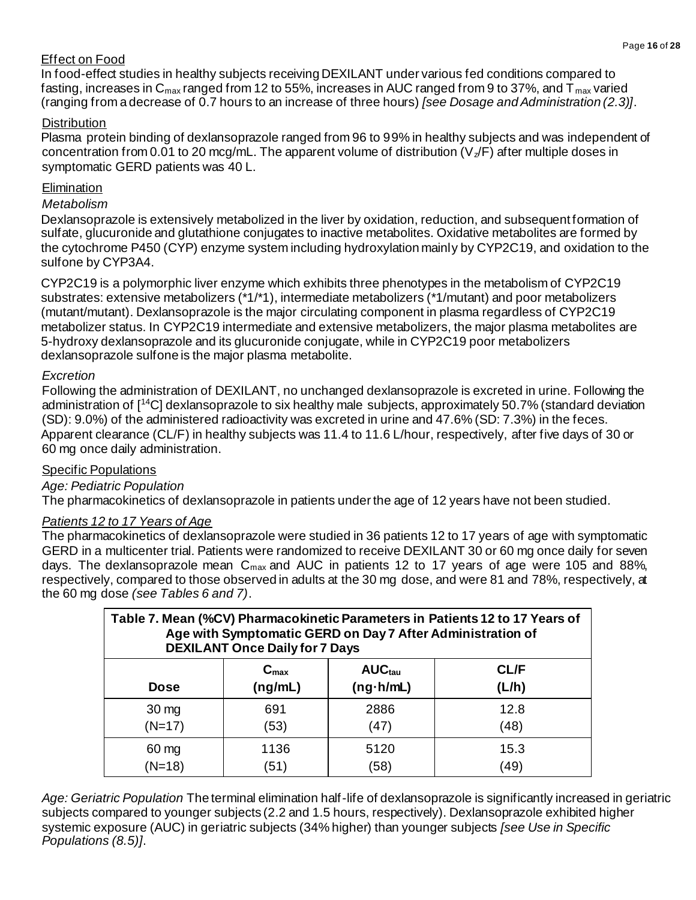Effect on Food

In food-effect studies in healthy subjects receiving DEXILANT under various fed conditions compared to fasting, increases in $C_{max}$ ranged from 12 to 55%, increases in AUC ranged from 9 to 37%, and $T_{max}$ varied (ranging from a decrease of 0.7 hours to an increase of three hours) *[see Dosage and Administration (2.3)]*.

Distribution

Plasma protein binding of dexlansoprazole ranged from 96 to 99% in healthy subjects and was independent of concentration from 0.01 to 20 mcg/mL. The apparent volume of distribution ($V_z$/F) after multiple doses in symptomatic GERD patients was 40 L.

Elimination

*Metabolism*

Dexlansoprazole is extensively metabolized in the liver by oxidation, reduction, and subsequent formation of sulfate, glucuronide and glutathione conjugates to inactive metabolites. Oxidative metabolites are formed by the cytochrome P450 (CYP) enzyme system including hydroxylation mainly by CYP2C19, and oxidation to the sulfone by CYP3A4.

CYP2C19 is a polymorphic liver enzyme which exhibits three phenotypes in the metabolism of CYP2C19 substrates: extensive metabolizers (*1/*1), intermediate metabolizers (*1/mutant) and poor metabolizers (mutant/mutant). Dexlansoprazole is the major circulating component in plasma regardless of CYP2C19 metabolizer status. In CYP2C19 intermediate and extensive metabolizers, the major plasma metabolites are 5-hydroxy dexlansoprazole and its glucuronide conjugate, while in CYP2C19 poor metabolizers dexlansoprazole sulfone is the major plasma metabolite.

*Excretion*

Following the administration of DEXILANT, no unchanged dexlansoprazole is excreted in urine. Following the administration of [$^{14}$C] dexlansoprazole to six healthy male subjects, approximately 50.7% (standard deviation (SD): 9.0%) of the administered radioactivity was excreted in urine and 47.6% (SD: 7.3%) in the feces. Apparent clearance (CL/F) in healthy subjects was 11.4 to 11.6 L/hour, respectively, after five days of 30 or 60 mg once daily administration.

Specific Populations

*Age: Pediatric Population*

The pharmacokinetics of dexlansoprazole in patients under the age of 12 years have not been studied.

*Patients 12 to 17 Years of Age*

The pharmacokinetics of dexlansoprazole were studied in 36 patients 12 to 17 years of age with symptomatic GERD in a multicenter trial. Patients were randomized to receive DEXILANT 30 or 60 mg once daily for seven days. The dexlansoprazole mean $C_{max}$ and AUC in patients 12 to 17 years of age were 105 and 88%, respectively, compared to those observed in adults at the 30 mg dose, and were 81 and 78%, respectively, at the 60 mg dose *(see Tables 6 and 7)*.

**Table 7. Mean (%CV) Pharmacokinetic Parameters in Patients 12 to 17 Years of Age with Symptomatic GERD on Day 7 After Administration of DEXILANT Once Daily for 7 Days**

| Dose | $C_{max}$ (ng/mL) | $AUC_{tau}$ (ng·h/mL) | CL/F (L/h) |
|---|---|---|---|
| 30 mg (N=17) | 691 (53) | 2886 (47) | 12.8 (48) |
| 60 mg (N=18) | 1136 (51) | 5120 (58) | 15.3 (49) |

*Age: Geriatric Population* The terminal elimination half-life of dexlansoprazole is significantly increased in geriatric subjects compared to younger subjects (2.2 and 1.5 hours, respectively). Dexlansoprazole exhibited higher systemic exposure (AUC) in geriatric subjects (34% higher) than younger subjects *[see Use in Specific Populations (8.5)]*.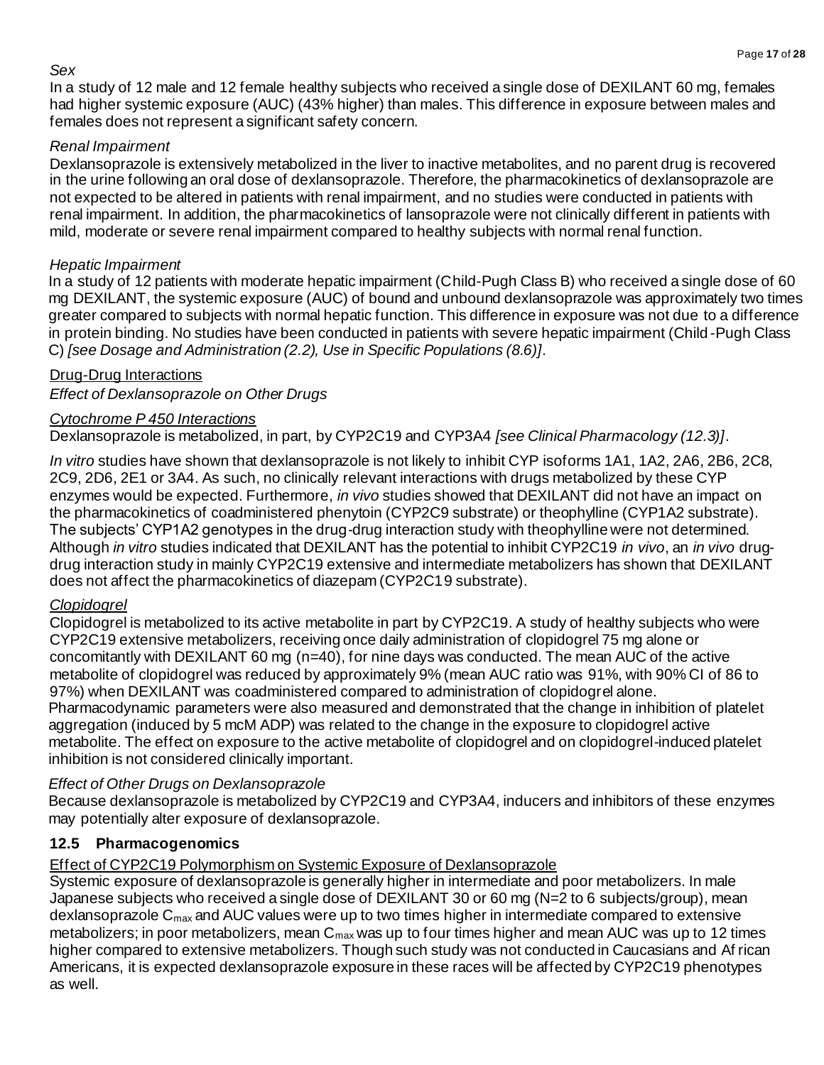*Sex*

In a study of 12 male and 12 female healthy subjects who received a single dose of DEXILANT 60 mg, females had higher systemic exposure (AUC) (43% higher) than males. This difference in exposure between males and females does not represent a significant safety concern.

*Renal Impairment*

Dexlansoprazole is extensively metabolized in the liver to inactive metabolites, and no parent drug is recovered in the urine following an oral dose of dexlansoprazole. Therefore, the pharmacokinetics of dexlansoprazole are not expected to be altered in patients with renal impairment, and no studies were conducted in patients with renal impairment. In addition, the pharmacokinetics of lansoprazole were not clinically different in patients with mild, moderate or severe renal impairment compared to healthy subjects with normal renal function.

*Hepatic Impairment*

In a study of 12 patients with moderate hepatic impairment (Child-Pugh Class B) who received a single dose of 60 mg DEXILANT, the systemic exposure (AUC) of bound and unbound dexlansoprazole was approximately two times greater compared to subjects with normal hepatic function. This difference in exposure was not due to a difference in protein binding. No studies have been conducted in patients with severe hepatic impairment (Child-Pugh Class C) *[see Dosage and Administration (2.2), Use in Specific Populations (8.6)]*.

<u>Drug-Drug Interactions</u>

*Effect of Dexlansoprazole on Other Drugs*

<u>*Cytochrome P 450 Interactions*</u>

Dexlansoprazole is metabolized, in part, by CYP2C19 and CYP3A4 *[see Clinical Pharmacology (12.3)]*.

*In vitro* studies have shown that dexlansoprazole is not likely to inhibit CYP isoforms 1A1, 1A2, 2A6, 2B6, 2C8, 2C9, 2D6, 2E1 or 3A4. As such, no clinically relevant interactions with drugs metabolized by these CYP enzymes would be expected. Furthermore, *in vivo* studies showed that DEXILANT did not have an impact on the pharmacokinetics of coadministered phenytoin (CYP2C9 substrate) or theophylline (CYP1A2 substrate). The subjects' CYP1A2 genotypes in the drug-drug interaction study with theophylline were not determined. Although *in vitro* studies indicated that DEXILANT has the potential to inhibit CYP2C19 *in vivo*, an *in vivo* drug-drug interaction study in mainly CYP2C19 extensive and intermediate metabolizers has shown that DEXILANT does not affect the pharmacokinetics of diazepam (CYP2C19 substrate).

<u>*Clopidogrel*</u>

Clopidogrel is metabolized to its active metabolite in part by CYP2C19. A study of healthy subjects who were CYP2C19 extensive metabolizers, receiving once daily administration of clopidogrel 75 mg alone or concomitantly with DEXILANT 60 mg (n=40), for nine days was conducted. The mean AUC of the active metabolite of clopidogrel was reduced by approximately 9% (mean AUC ratio was 91%, with 90% CI of 86 to 97%) when DEXILANT was coadministered compared to administration of clopidogrel alone. Pharmacodynamic parameters were also measured and demonstrated that the change in inhibition of platelet aggregation (induced by 5 mcM ADP) was related to the change in the exposure to clopidogrel active metabolite. The effect on exposure to the active metabolite of clopidogrel and on clopidogrel-induced platelet inhibition is not considered clinically important.

*Effect of Other Drugs on Dexlansoprazole*

Because dexlansoprazole is metabolized by CYP2C19 and CYP3A4, inducers and inhibitors of these enzymes may potentially alter exposure of dexlansoprazole.

### 12.5 Pharmacogenomics

<u>Effect of CYP2C19 Polymorphism on Systemic Exposure of Dexlansoprazole</u>

Systemic exposure of dexlansoprazole is generally higher in intermediate and poor metabolizers. In male Japanese subjects who received a single dose of DEXILANT 30 or 60 mg (N=2 to 6 subjects/group), mean dexlansoprazole $C_{max}$ and AUC values were up to two times higher in intermediate compared to extensive metabolizers; in poor metabolizers, mean $C_{max}$ was up to four times higher and mean AUC was up to 12 times higher compared to extensive metabolizers. Though such study was not conducted in Caucasians and African Americans, it is expected dexlansoprazole exposure in these races will be affected by CYP2C19 phenotypes as well.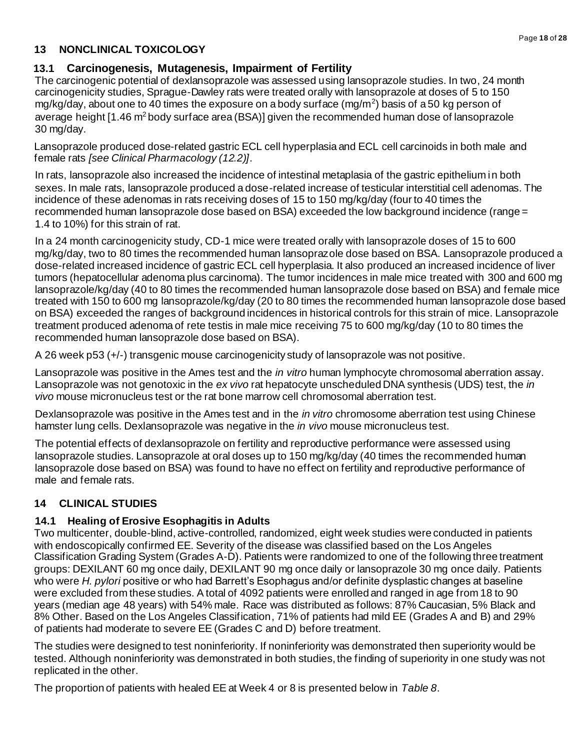## 13 NONCLINICAL TOXICOLOGY

### 13.1 Carcinogenesis, Mutagenesis, Impairment of Fertility

The carcinogenic potential of dexlansoprazole was assessed using lansoprazole studies. In two, 24 month carcinogenicity studies, Sprague-Dawley rats were treated orally with lansoprazole at doses of 5 to 150 mg/kg/day, about one to 40 times the exposure on a body surface ($mg/m^2$) basis of a 50 kg person of average height [1.46 $m^2$ body surface area (BSA)] given the recommended human dose of lansoprazole 30 mg/day.

Lansoprazole produced dose-related gastric ECL cell hyperplasia and ECL cell carcinoids in both male and female rats *[see Clinical Pharmacology (12.2)]*.

In rats, lansoprazole also increased the incidence of intestinal metaplasia of the gastric epithelium in both sexes. In male rats, lansoprazole produced a dose-related increase of testicular interstitial cell adenomas. The incidence of these adenomas in rats receiving doses of 15 to 150 mg/kg/day (four to 40 times the recommended human lansoprazole dose based on BSA) exceeded the low background incidence (range = 1.4 to 10%) for this strain of rat.

In a 24 month carcinogenicity study, CD-1 mice were treated orally with lansoprazole doses of 15 to 600 mg/kg/day, two to 80 times the recommended human lansoprazole dose based on BSA. Lansoprazole produced a dose-related increased incidence of gastric ECL cell hyperplasia. It also produced an increased incidence of liver tumors (hepatocellular adenoma plus carcinoma). The tumor incidences in male mice treated with 300 and 600 mg lansoprazole/kg/day (40 to 80 times the recommended human lansoprazole dose based on BSA) and female mice treated with 150 to 600 mg lansoprazole/kg/day (20 to 80 times the recommended human lansoprazole dose based on BSA) exceeded the ranges of background incidences in historical controls for this strain of mice. Lansoprazole treatment produced adenoma of rete testis in male mice receiving 75 to 600 mg/kg/day (10 to 80 times the recommended human lansoprazole dose based on BSA).

A 26 week p53 (+/-) transgenic mouse carcinogenicity study of lansoprazole was not positive.

Lansoprazole was positive in the Ames test and the *in vitro* human lymphocyte chromosomal aberration assay. Lansoprazole was not genotoxic in the *ex vivo* rat hepatocyte unscheduled DNA synthesis (UDS) test, the *in vivo* mouse micronucleus test or the rat bone marrow cell chromosomal aberration test.

Dexlansoprazole was positive in the Ames test and in the *in vitro* chromosome aberration test using Chinese hamster lung cells. Dexlansoprazole was negative in the *in vivo* mouse micronucleus test.

The potential effects of dexlansoprazole on fertility and reproductive performance were assessed using lansoprazole studies. Lansoprazole at oral doses up to 150 mg/kg/day (40 times the recommended human lansoprazole dose based on BSA) was found to have no effect on fertility and reproductive performance of male and female rats.

## 14 CLINICAL STUDIES

### 14.1 Healing of Erosive Esophagitis in Adults

Two multicenter, double-blind, active-controlled, randomized, eight week studies were conducted in patients with endoscopically confirmed EE. Severity of the disease was classified based on the Los Angeles Classification Grading System (Grades A-D). Patients were randomized to one of the following three treatment groups: DEXILANT 60 mg once daily, DEXILANT 90 mg once daily or lansoprazole 30 mg once daily. Patients who were *H. pylori* positive or who had Barrett's Esophagus and/or definite dysplastic changes at baseline were excluded from these studies. A total of 4092 patients were enrolled and ranged in age from 18 to 90 years (median age 48 years) with 54% male. Race was distributed as follows: 87% Caucasian, 5% Black and 8% Other. Based on the Los Angeles Classification, 71% of patients had mild EE (Grades A and B) and 29% of patients had moderate to severe EE (Grades C and D) before treatment.

The studies were designed to test noninferiority. If noninferiority was demonstrated then superiority would be tested. Although noninferiority was demonstrated in both studies, the finding of superiority in one study was not replicated in the other.

The proportion of patients with healed EE at Week 4 or 8 is presented below in *Table 8*.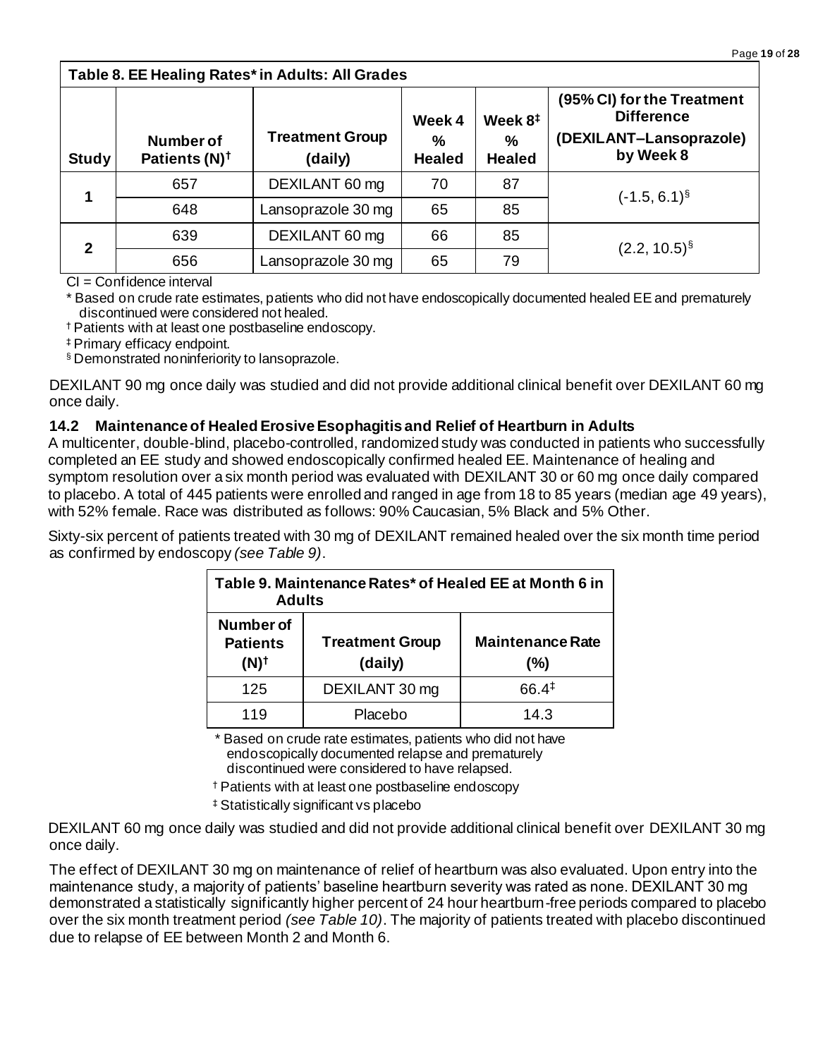**Table 8. EE Healing Rates* in Adults: All Grades**

| Study | Number of Patients (N)† | Treatment Group (daily) | Week 4 % Healed | Week 8‡ % Healed | (95% CI) for the Treatment Difference (DEXILANT–Lansoprazole) by Week 8 |
|---|---|---|---|---|---|
| 1 | 657 | DEXILANT 60 mg | 70 | 87 | (-1.5, 6.1)§ |
| | 648 | Lansoprazole 30 mg | 65 | 85 | |
| 2 | 639 | DEXILANT 60 mg | 66 | 85 | (2.2, 10.5)§ |
| | 656 | Lansoprazole 30 mg | 65 | 79 | |

CI = Confidence interval

* Based on crude rate estimates, patients who did not have endoscopically documented healed EE and prematurely discontinued were considered not healed.

† Patients with at least one postbaseline endoscopy.

‡ Primary efficacy endpoint.

§ Demonstrated noninferiority to lansoprazole.

DEXILANT 90 mg once daily was studied and did not provide additional clinical benefit over DEXILANT 60 mg once daily.

### 14.2 Maintenance of Healed Erosive Esophagitis and Relief of Heartburn in Adults

A multicenter, double-blind, placebo-controlled, randomized study was conducted in patients who successfully completed an EE study and showed endoscopically confirmed healed EE. Maintenance of healing and symptom resolution over a six month period was evaluated with DEXILANT 30 or 60 mg once daily compared to placebo. A total of 445 patients were enrolled and ranged in age from 18 to 85 years (median age 49 years), with 52% female. Race was distributed as follows: 90% Caucasian, 5% Black and 5% Other.

Sixty-six percent of patients treated with 30 mg of DEXILANT remained healed over the six month time period as confirmed by endoscopy *(see Table 9)*.

**Table 9. Maintenance Rates* of Healed EE at Month 6 in Adults**

| Number of Patients (N)† | Treatment Group (daily) | Maintenance Rate (%) |
|---|---|---|
| 125 | DEXILANT 30 mg | 66.4‡ |
| 119 | Placebo | 14.3 |

* Based on crude rate estimates, patients who did not have endoscopically documented relapse and prematurely discontinued were considered to have relapsed.

† Patients with at least one postbaseline endoscopy

‡ Statistically significant vs placebo

DEXILANT 60 mg once daily was studied and did not provide additional clinical benefit over DEXILANT 30 mg once daily.

The effect of DEXILANT 30 mg on maintenance of relief of heartburn was also evaluated. Upon entry into the maintenance study, a majority of patients' baseline heartburn severity was rated as none. DEXILANT 30 mg demonstrated a statistically significantly higher percent of 24 hour heartburn-free periods compared to placebo over the six month treatment period *(see Table 10)*. The majority of patients treated with placebo discontinued due to relapse of EE between Month 2 and Month 6.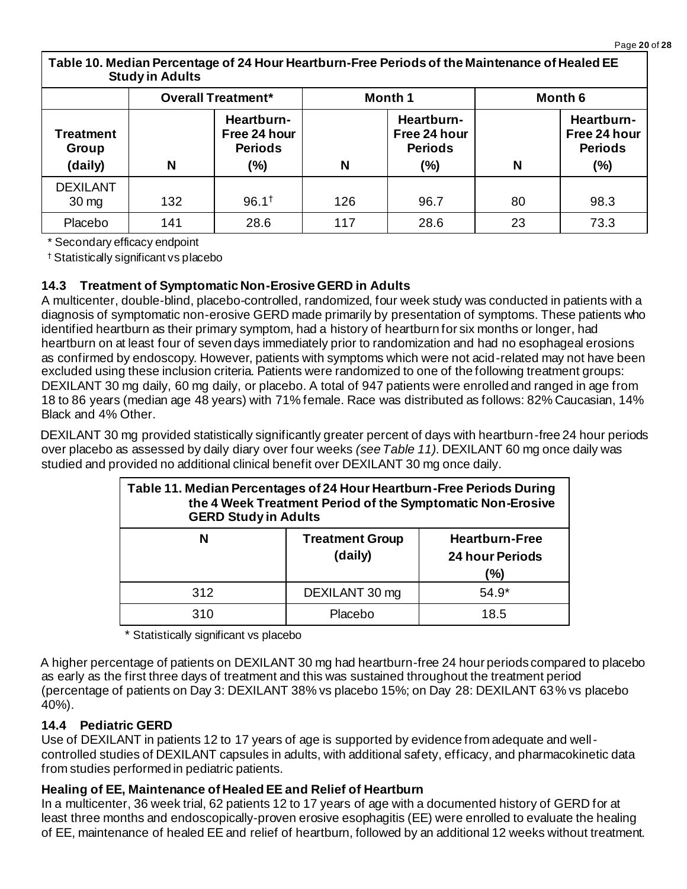**Table 10. Median Percentage of 24 Hour Heartburn-Free Periods of the Maintenance of Healed EE Study in Adults**

| | Overall Treatment* | | Month 1 | | Month 6 | |
|---|---|---|---|---|---|---|
| **Treatment Group (daily)** | **N** | **Heartburn-Free 24 hour Periods (%)** | **N** | **Heartburn-Free 24 hour Periods (%)** | **N** | **Heartburn-Free 24 hour Periods (%)** |
| DEXILANT 30 mg | 132 | 96.1[†] | 126 | 96.7 | 80 | 98.3 |
| Placebo | 141 | 28.6 | 117 | 28.6 | 23 | 73.3 |

\* Secondary efficacy endpoint

[†] Statistically significant vs placebo

### 14.3 Treatment of Symptomatic Non-Erosive GERD in Adults

A multicenter, double-blind, placebo-controlled, randomized, four week study was conducted in patients with a diagnosis of symptomatic non-erosive GERD made primarily by presentation of symptoms. These patients who identified heartburn as their primary symptom, had a history of heartburn for six months or longer, had heartburn on at least four of seven days immediately prior to randomization and had no esophageal erosions as confirmed by endoscopy. However, patients with symptoms which were not acid-related may not have been excluded using these inclusion criteria. Patients were randomized to one of the following treatment groups: DEXILANT 30 mg daily, 60 mg daily, or placebo. A total of 947 patients were enrolled and ranged in age from 18 to 86 years (median age 48 years) with 71% female. Race was distributed as follows: 82% Caucasian, 14% Black and 4% Other.

DEXILANT 30 mg provided statistically significantly greater percent of days with heartburn-free 24 hour periods over placebo as assessed by daily diary over four weeks *(see Table 11)*. DEXILANT 60 mg once daily was studied and provided no additional clinical benefit over DEXILANT 30 mg once daily.

**Table 11. Median Percentages of 24 Hour Heartburn-Free Periods During the 4 Week Treatment Period of the Symptomatic Non-Erosive GERD Study in Adults**

| N | Treatment Group (daily) | Heartburn-Free 24 hour Periods (%) |
|---|---|---|
| 312 | DEXILANT 30 mg | 54.9* |
| 310 | Placebo | 18.5 |

\* Statistically significant vs placebo

A higher percentage of patients on DEXILANT 30 mg had heartburn-free 24 hour periods compared to placebo as early as the first three days of treatment and this was sustained throughout the treatment period (percentage of patients on Day 3: DEXILANT 38% vs placebo 15%; on Day 28: DEXILANT 63% vs placebo 40%).

### 14.4 Pediatric GERD

Use of DEXILANT in patients 12 to 17 years of age is supported by evidence from adequate and well-controlled studies of DEXILANT capsules in adults, with additional safety, efficacy, and pharmacokinetic data from studies performed in pediatric patients.

#### Healing of EE, Maintenance of Healed EE and Relief of Heartburn

In a multicenter, 36 week trial, 62 patients 12 to 17 years of age with a documented history of GERD for at least three months and endoscopically-proven erosive esophagitis (EE) were enrolled to evaluate the healing of EE, maintenance of healed EE and relief of heartburn, followed by an additional 12 weeks without treatment.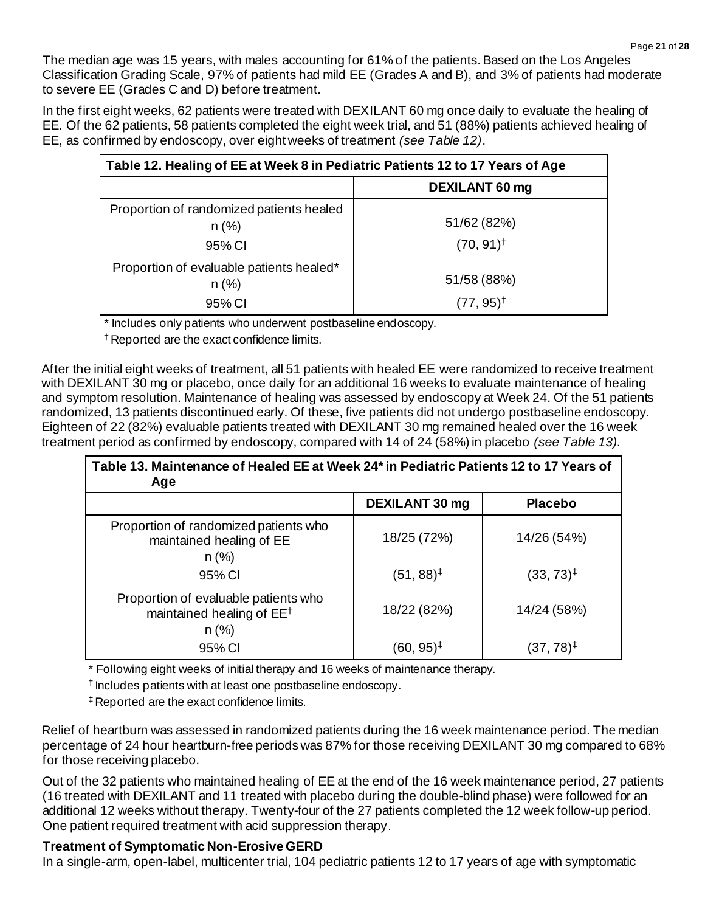The median age was 15 years, with males accounting for 61% of the patients. Based on the Los Angeles Classification Grading Scale, 97% of patients had mild EE (Grades A and B), and 3% of patients had moderate to severe EE (Grades C and D) before treatment.

In the first eight weeks, 62 patients were treated with DEXILANT 60 mg once daily to evaluate the healing of EE. Of the 62 patients, 58 patients completed the eight week trial, and 51 (88%) patients achieved healing of EE, as confirmed by endoscopy, over eight weeks of treatment *(see Table 12)*.

**Table 12. Healing of EE at Week 8 in Pediatric Patients 12 to 17 Years of Age**

| | DEXILANT 60 mg |
|---|---|
| Proportion of randomized patients healed n (%) | 51/62 (82%) |
| 95% CI | (70, 91)[†] |
| Proportion of evaluable patients healed* n (%) | 51/58 (88%) |
| 95% CI | (77, 95)[†] |

\* Includes only patients who underwent postbaseline endoscopy.

[†] Reported are the exact confidence limits.

After the initial eight weeks of treatment, all 51 patients with healed EE were randomized to receive treatment with DEXILANT 30 mg or placebo, once daily for an additional 16 weeks to evaluate maintenance of healing and symptom resolution. Maintenance of healing was assessed by endoscopy at Week 24. Of the 51 patients randomized, 13 patients discontinued early. Of these, five patients did not undergo postbaseline endoscopy. Eighteen of 22 (82%) evaluable patients treated with DEXILANT 30 mg remained healed over the 16 week treatment period as confirmed by endoscopy, compared with 14 of 24 (58%) in placebo *(see Table 13)*.

**Table 13. Maintenance of Healed EE at Week 24* in Pediatric Patients 12 to 17 Years of Age**

| | DEXILANT 30 mg | Placebo |
|---|---|---|
| Proportion of randomized patients who maintained healing of EE n (%) | 18/25 (72%) | 14/26 (54%) |
| 95% CI | (51, 88)[‡] | (33, 73)[‡] |
| Proportion of evaluable patients who maintained healing of EE[†] n (%) | 18/22 (82%) | 14/24 (58%) |
| 95% CI | (60, 95)[‡] | (37, 78)[‡] |

\* Following eight weeks of initial therapy and 16 weeks of maintenance therapy.

[†] Includes patients with at least one postbaseline endoscopy.

[‡] Reported are the exact confidence limits.

Relief of heartburn was assessed in randomized patients during the 16 week maintenance period. The median percentage of 24 hour heartburn-free periods was 87% for those receiving DEXILANT 30 mg compared to 68% for those receiving placebo.

Out of the 32 patients who maintained healing of EE at the end of the 16 week maintenance period, 27 patients (16 treated with DEXILANT and 11 treated with placebo during the double-blind phase) were followed for an additional 12 weeks without therapy. Twenty-four of the 27 patients completed the 12 week follow-up period. One patient required treatment with acid suppression therapy.

**Treatment of Symptomatic Non-Erosive GERD**

In a single-arm, open-label, multicenter trial, 104 pediatric patients 12 to 17 years of age with symptomatic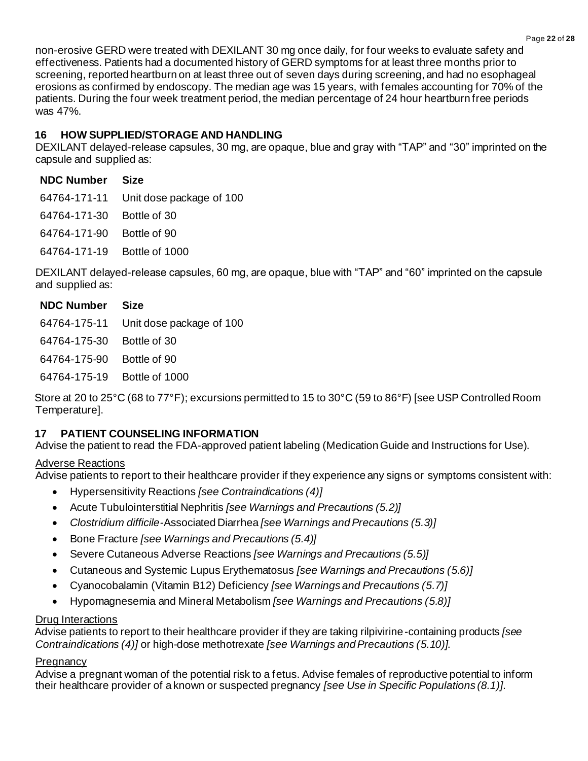non-erosive GERD were treated with DEXILANT 30 mg once daily, for four weeks to evaluate safety and effectiveness. Patients had a documented history of GERD symptoms for at least three months prior to screening, reported heartburn on at least three out of seven days during screening, and had no esophageal erosions as confirmed by endoscopy. The median age was 15 years, with females accounting for 70% of the patients. During the four week treatment period, the median percentage of 24 hour heartburn free periods was 47%.

## 16 HOW SUPPLIED/STORAGE AND HANDLING

DEXILANT delayed-release capsules, 30 mg, are opaque, blue and gray with “TAP” and “30” imprinted on the capsule and supplied as:

| NDC Number | Size |
|---|---|
| 64764-171-11 | Unit dose package of 100 |
| 64764-171-30 | Bottle of 30 |
| 64764-171-90 | Bottle of 90 |
| 64764-171-19 | Bottle of 1000 |

DEXILANT delayed-release capsules, 60 mg, are opaque, blue with “TAP” and “60” imprinted on the capsule and supplied as:

| NDC Number | Size |
|---|---|
| 64764-175-11 | Unit dose package of 100 |
| 64764-175-30 | Bottle of 30 |
| 64764-175-90 | Bottle of 90 |
| 64764-175-19 | Bottle of 1000 |

Store at 20 to 25°C (68 to 77°F); excursions permitted to 15 to 30°C (59 to 86°F) [see USP Controlled Room Temperature].

## 17 PATIENT COUNSELING INFORMATION

Advise the patient to read the FDA-approved patient labeling (Medication Guide and Instructions for Use).

Adverse Reactions

Advise patients to report to their healthcare provider if they experience any signs or symptoms consistent with:

- Hypersensitivity Reactions *[see Contraindications (4)]*
- Acute Tubulointerstitial Nephritis *[see Warnings and Precautions (5.2)]*
- *Clostridium difficile*-Associated Diarrhea *[see Warnings and Precautions (5.3)]*
- Bone Fracture *[see Warnings and Precautions (5.4)]*
- Severe Cutaneous Adverse Reactions *[see Warnings and Precautions (5.5)]*
- Cutaneous and Systemic Lupus Erythematosus *[see Warnings and Precautions (5.6)]*
- Cyanocobalamin (Vitamin B12) Deficiency *[see Warnings and Precautions (5.7)]*
- Hypomagnesemia and Mineral Metabolism *[see Warnings and Precautions (5.8)]*

Drug Interactions

Advise patients to report to their healthcare provider if they are taking rilpivirine-containing products *[see Contraindications (4)]* or high-dose methotrexate *[see Warnings and Precautions (5.10)]*.

Pregnancy

Advise a pregnant woman of the potential risk to a fetus. Advise females of reproductive potential to inform their healthcare provider of a known or suspected pregnancy *[see Use in Specific Populations (8.1)]*.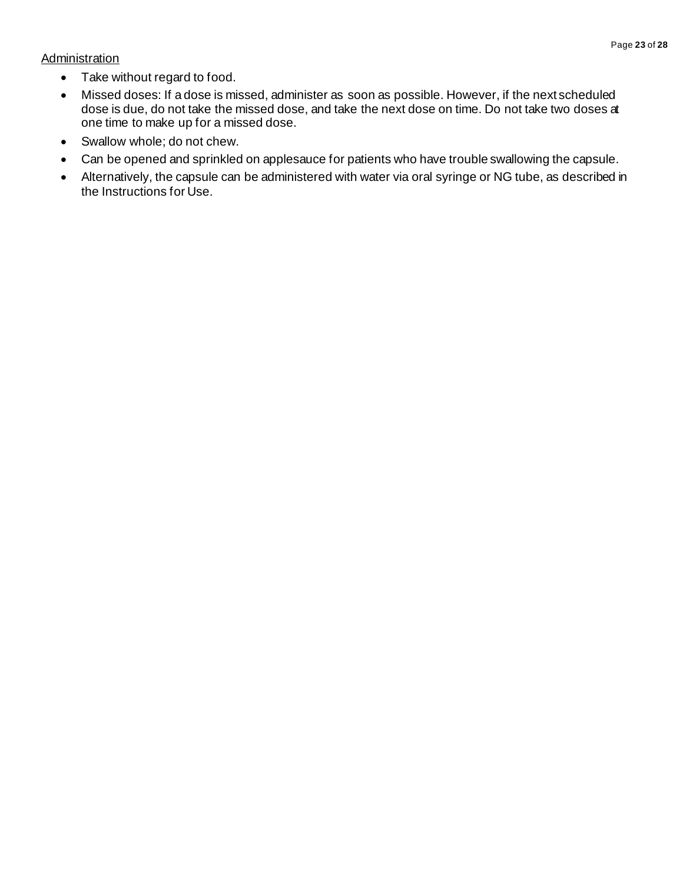<u>Administration</u>

- Take without regard to food.
- Missed doses: If a dose is missed, administer as soon as possible. However, if the next scheduled dose is due, do not take the missed dose, and take the next dose on time. Do not take two doses at one time to make up for a missed dose.
- Swallow whole; do not chew.
- Can be opened and sprinkled on applesauce for patients who have trouble swallowing the capsule.
- Alternatively, the capsule can be administered with water via oral syringe or NG tube, as described in the Instructions for Use.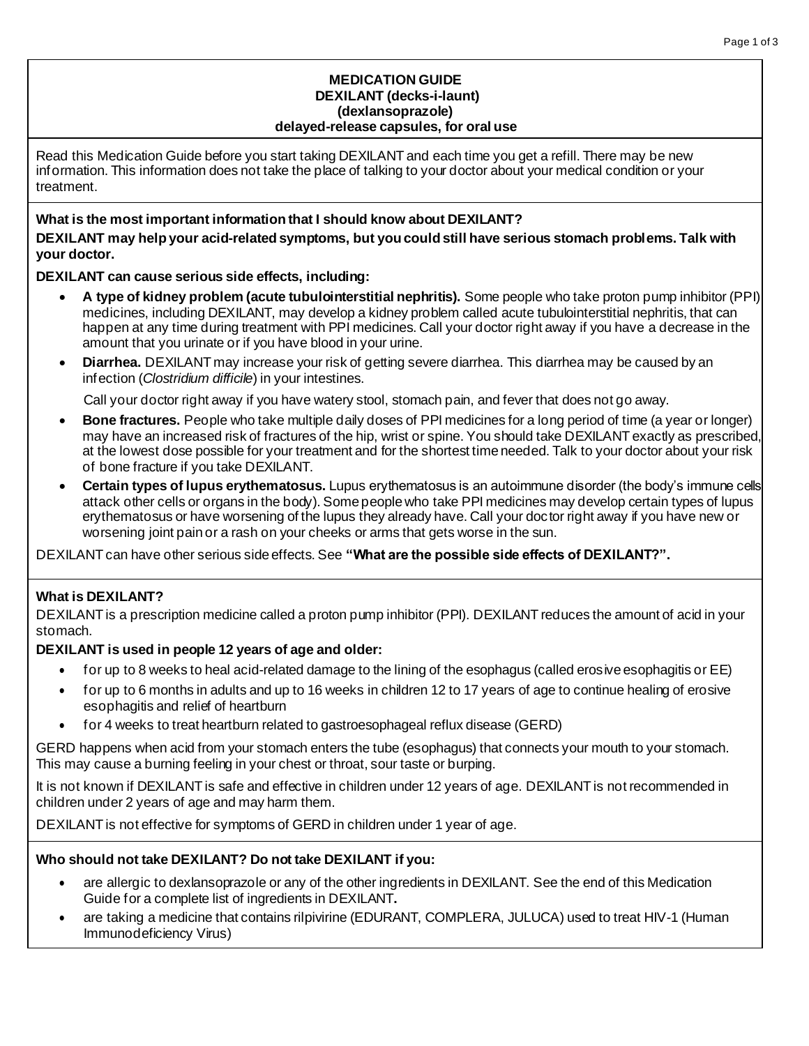**MEDICATION GUIDE**
**DEXILANT (decks-i-launt)**
**(dexlansoprazole)**
**delayed-release capsules, for oral use**

Read this Medication Guide before you start taking DEXILANT and each time you get a refill. There may be new information. This information does not take the place of talking to your doctor about your medical condition or your treatment.

**What is the most important information that I should know about DEXILANT?**

**DEXILANT may help your acid-related symptoms, but you could still have serious stomach problems. Talk with your doctor.**

**DEXILANT can cause serious side effects, including:**

- **A type of kidney problem (acute tubulointerstitial nephritis).** Some people who take proton pump inhibitor (PPI) medicines, including DEXILANT, may develop a kidney problem called acute tubulointerstitial nephritis, that can happen at any time during treatment with PPI medicines. Call your doctor right away if you have a decrease in the amount that you urinate or if you have blood in your urine.
- **Diarrhea.** DEXILANT may increase your risk of getting severe diarrhea. This diarrhea may be caused by an infection (*Clostridium difficile*) in your intestines.

  Call your doctor right away if you have watery stool, stomach pain, and fever that does not go away.
- **Bone fractures.** People who take multiple daily doses of PPI medicines for a long period of time (a year or longer) may have an increased risk of fractures of the hip, wrist or spine. You should take DEXILANT exactly as prescribed, at the lowest dose possible for your treatment and for the shortest time needed. Talk to your doctor about your risk of bone fracture if you take DEXILANT.
- **Certain types of lupus erythematosus.** Lupus erythematosus is an autoimmune disorder (the body's immune cells attack other cells or organs in the body). Some people who take PPI medicines may develop certain types of lupus erythematosus or have worsening of the lupus they already have. Call your doctor right away if you have new or worsening joint pain or a rash on your cheeks or arms that gets worse in the sun.

DEXILANT can have other serious side effects. See **"What are the possible side effects of DEXILANT?".**

**What is DEXILANT?**

DEXILANT is a prescription medicine called a proton pump inhibitor (PPI). DEXILANT reduces the amount of acid in your stomach.

**DEXILANT is used in people 12 years of age and older:**

- for up to 8 weeks to heal acid-related damage to the lining of the esophagus (called erosive esophagitis or EE)
- for up to 6 months in adults and up to 16 weeks in children 12 to 17 years of age to continue healing of erosive esophagitis and relief of heartburn
- for 4 weeks to treat heartburn related to gastroesophageal reflux disease (GERD)

GERD happens when acid from your stomach enters the tube (esophagus) that connects your mouth to your stomach. This may cause a burning feeling in your chest or throat, sour taste or burping.

It is not known if DEXILANT is safe and effective in children under 12 years of age. DEXILANT is not recommended in children under 2 years of age and may harm them.

DEXILANT is not effective for symptoms of GERD in children under 1 year of age.

**Who should not take DEXILANT? Do not take DEXILANT if you:**

- are allergic to dexlansoprazole or any of the other ingredients in DEXILANT. See the end of this Medication Guide for a complete list of ingredients in DEXILANT**.**
- are taking a medicine that contains rilpivirine (EDURANT, COMPLERA, JULUCA) used to treat HIV-1 (Human Immunodeficiency Virus)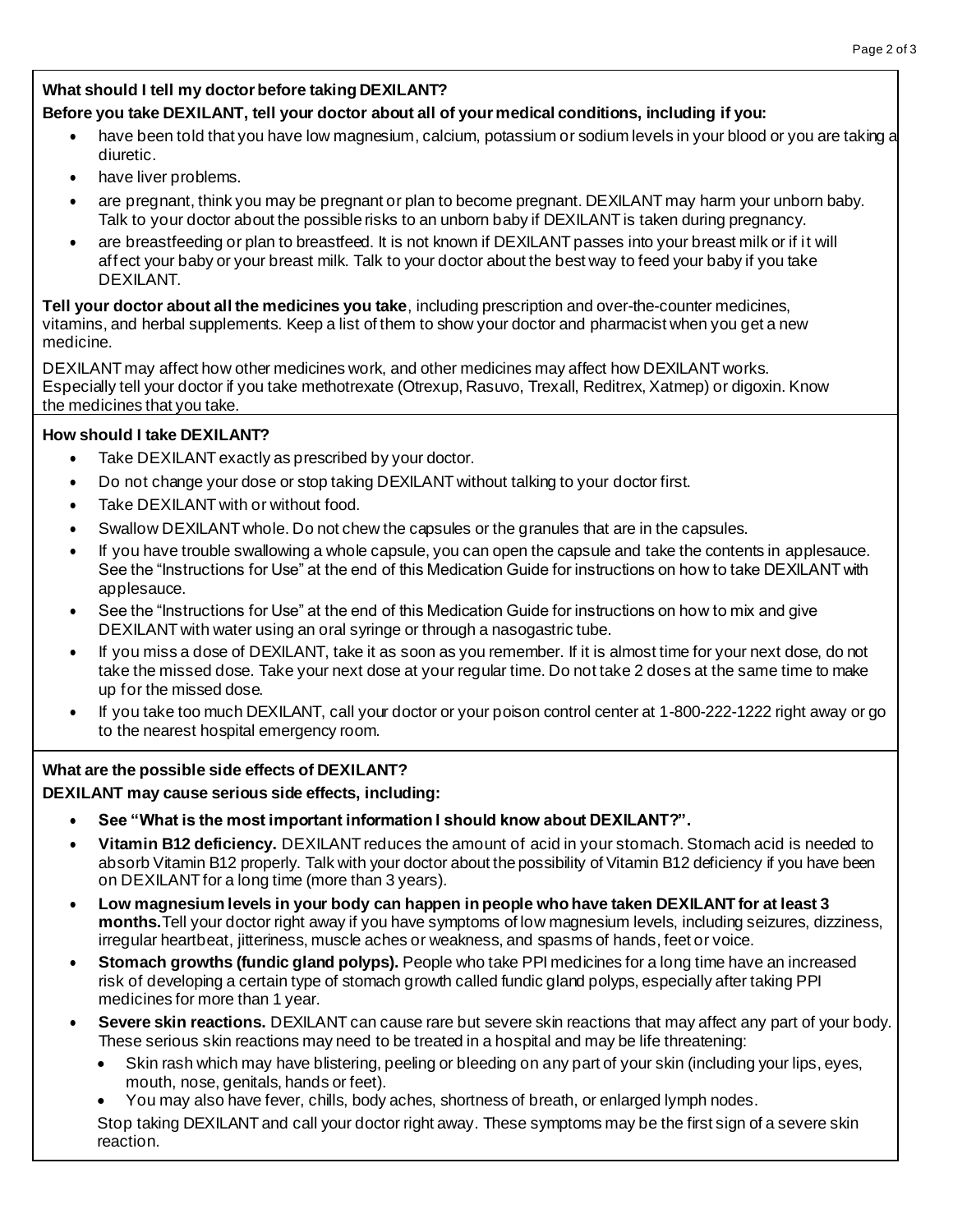**What should I tell my doctor before taking DEXILANT?**

**Before you take DEXILANT, tell your doctor about all of your medical conditions, including if you:**

- have been told that you have low magnesium, calcium, potassium or sodium levels in your blood or you are taking a diuretic.
- have liver problems.
- are pregnant, think you may be pregnant or plan to become pregnant. DEXILANT may harm your unborn baby. Talk to your doctor about the possible risks to an unborn baby if DEXILANT is taken during pregnancy.
- are breastfeeding or plan to breastfeed. It is not known if DEXILANT passes into your breast milk or if it will affect your baby or your breast milk. Talk to your doctor about the best way to feed your baby if you take DEXILANT.

**Tell your doctor about all the medicines you take**, including prescription and over-the-counter medicines, vitamins, and herbal supplements. Keep a list of them to show your doctor and pharmacist when you get a new medicine.

DEXILANT may affect how other medicines work, and other medicines may affect how DEXILANT works. Especially tell your doctor if you take methotrexate (Otrexup, Rasuvo, Trexall, Reditrex, Xatmep) or digoxin. Know the medicines that you take.

**How should I take DEXILANT?**

- Take DEXILANT exactly as prescribed by your doctor.
- Do not change your dose or stop taking DEXILANT without talking to your doctor first.
- Take DEXILANT with or without food.
- Swallow DEXILANT whole. Do not chew the capsules or the granules that are in the capsules.
- If you have trouble swallowing a whole capsule, you can open the capsule and take the contents in applesauce. See the "Instructions for Use" at the end of this Medication Guide for instructions on how to take DEXILANT with applesauce.
- See the "Instructions for Use" at the end of this Medication Guide for instructions on how to mix and give DEXILANT with water using an oral syringe or through a nasogastric tube.
- If you miss a dose of DEXILANT, take it as soon as you remember. If it is almost time for your next dose, do not take the missed dose. Take your next dose at your regular time. Do not take 2 doses at the same time to make up for the missed dose.
- If you take too much DEXILANT, call your doctor or your poison control center at 1-800-222-1222 right away or go to the nearest hospital emergency room.

**What are the possible side effects of DEXILANT?**

**DEXILANT may cause serious side effects, including:**

- **See "What is the most important information I should know about DEXILANT?".**
- **Vitamin B12 deficiency.** DEXILANT reduces the amount of acid in your stomach. Stomach acid is needed to absorb Vitamin B12 properly. Talk with your doctor about the possibility of Vitamin B12 deficiency if you have been on DEXILANT for a long time (more than 3 years).
- **Low magnesium levels in your body can happen in people who have taken DEXILANT for at least 3 months.** Tell your doctor right away if you have symptoms of low magnesium levels, including seizures, dizziness, irregular heartbeat, jitteriness, muscle aches or weakness, and spasms of hands, feet or voice.
- **Stomach growths (fundic gland polyps).** People who take PPI medicines for a long time have an increased risk of developing a certain type of stomach growth called fundic gland polyps, especially after taking PPI medicines for more than 1 year.
- **Severe skin reactions.** DEXILANT can cause rare but severe skin reactions that may affect any part of your body. These serious skin reactions may need to be treated in a hospital and may be life threatening:
  - Skin rash which may have blistering, peeling or bleeding on any part of your skin (including your lips, eyes, mouth, nose, genitals, hands or feet).
  - You may also have fever, chills, body aches, shortness of breath, or enlarged lymph nodes.

  Stop taking DEXILANT and call your doctor right away. These symptoms may be the first sign of a severe skin reaction.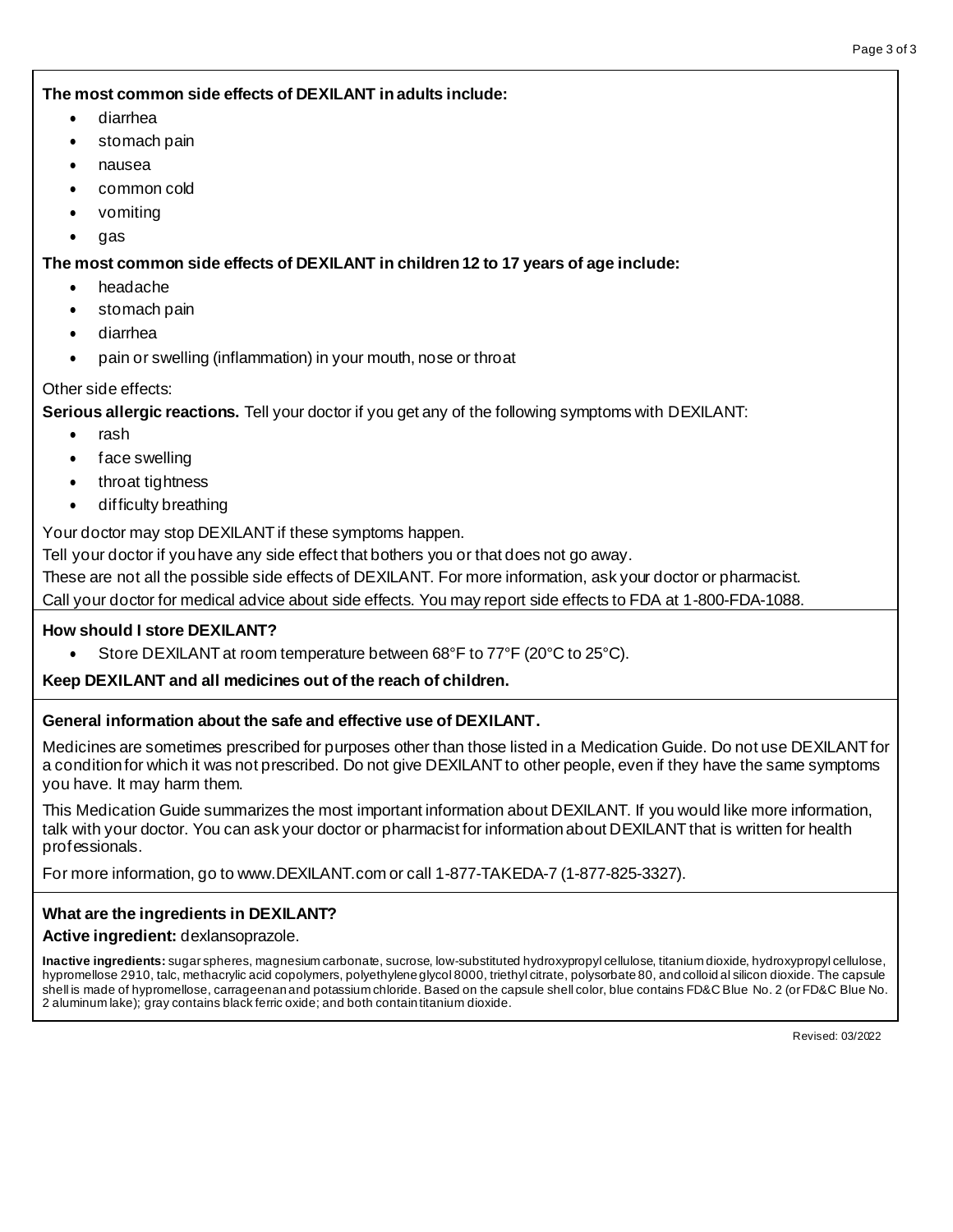**The most common side effects of DEXILANT in adults include:**

- diarrhea
- stomach pain
- nausea
- common cold
- vomiting
- gas

**The most common side effects of DEXILANT in children 12 to 17 years of age include:**

- headache
- stomach pain
- diarrhea
- pain or swelling (inflammation) in your mouth, nose or throat

Other side effects:

**Serious allergic reactions.** Tell your doctor if you get any of the following symptoms with DEXILANT:

- rash
- face swelling
- throat tightness
- difficulty breathing

Your doctor may stop DEXILANT if these symptoms happen.

Tell your doctor if you have any side effect that bothers you or that does not go away.

These are not all the possible side effects of DEXILANT. For more information, ask your doctor or pharmacist.

Call your doctor for medical advice about side effects. You may report side effects to FDA at 1-800-FDA-1088.

**How should I store DEXILANT?**

- Store DEXILANT at room temperature between 68°F to 77°F (20°C to 25°C).

**Keep DEXILANT and all medicines out of the reach of children.**

**General information about the safe and effective use of DEXILANT.**

Medicines are sometimes prescribed for purposes other than those listed in a Medication Guide. Do not use DEXILANT for a condition for which it was not prescribed. Do not give DEXILANT to other people, even if they have the same symptoms you have. It may harm them.

This Medication Guide summarizes the most important information about DEXILANT. If you would like more information, talk with your doctor. You can ask your doctor or pharmacist for information about DEXILANT that is written for health professionals.

For more information, go to www.DEXILANT.com or call 1-877-TAKEDA-7 (1-877-825-3327).

**What are the ingredients in DEXILANT?**

**Active ingredient:** dexlansoprazole.

**Inactive ingredients:** sugar spheres, magnesium carbonate, sucrose, low-substituted hydroxypropyl cellulose, titanium dioxide, hydroxypropyl cellulose, hypromellose 2910, talc, methacrylic acid copolymers, polyethylene glycol 8000, triethyl citrate, polysorbate 80, and colloidal silicon dioxide. The capsule shell is made of hypromellose, carrageenan and potassium chloride. Based on the capsule shell color, blue contains FD&C Blue No. 2 (or FD&C Blue No. 2 aluminum lake); gray contains black ferric oxide; and both contain titanium dioxide.

Revised: 03/2022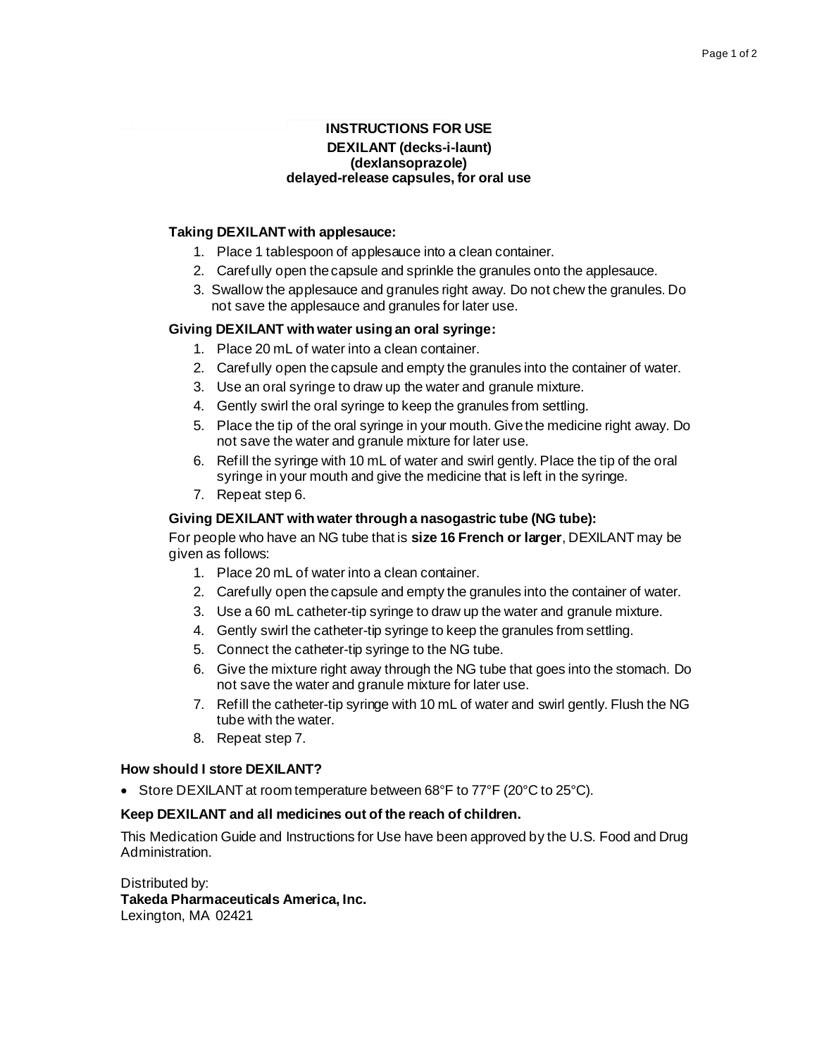**INSTRUCTIONS FOR USE**
**DEXILANT (decks-i-launt)**
**(dexlansoprazole)**
**delayed-release capsules, for oral use**

**Taking DEXILANT with applesauce:**

1. Place 1 tablespoon of applesauce into a clean container.
2. Carefully open the capsule and sprinkle the granules onto the applesauce.
3. Swallow the applesauce and granules right away. Do not chew the granules. Do not save the applesauce and granules for later use.

**Giving DEXILANT with water using an oral syringe:**

1. Place 20 mL of water into a clean container.
2. Carefully open the capsule and empty the granules into the container of water.
3. Use an oral syringe to draw up the water and granule mixture.
4. Gently swirl the oral syringe to keep the granules from settling.
5. Place the tip of the oral syringe in your mouth. Give the medicine right away. Do not save the water and granule mixture for later use.
6. Refill the syringe with 10 mL of water and swirl gently. Place the tip of the oral syringe in your mouth and give the medicine that is left in the syringe.
7. Repeat step 6.

**Giving DEXILANT with water through a nasogastric tube (NG tube):**

For people who have an NG tube that is **size 16 French or larger**, DEXILANT may be given as follows:

1. Place 20 mL of water into a clean container.
2. Carefully open the capsule and empty the granules into the container of water.
3. Use a 60 mL catheter-tip syringe to draw up the water and granule mixture.
4. Gently swirl the catheter-tip syringe to keep the granules from settling.
5. Connect the catheter-tip syringe to the NG tube.
6. Give the mixture right away through the NG tube that goes into the stomach. Do not save the water and granule mixture for later use.
7. Refill the catheter-tip syringe with 10 mL of water and swirl gently. Flush the NG tube with the water.
8. Repeat step 7.

**How should I store DEXILANT?**

- Store DEXILANT at room temperature between 68°F to 77°F (20°C to 25°C).

**Keep DEXILANT and all medicines out of the reach of children.**

This Medication Guide and Instructions for Use have been approved by the U.S. Food and Drug Administration.

Distributed by:
**Takeda Pharmaceuticals America, Inc.**
Lexington, MA 02421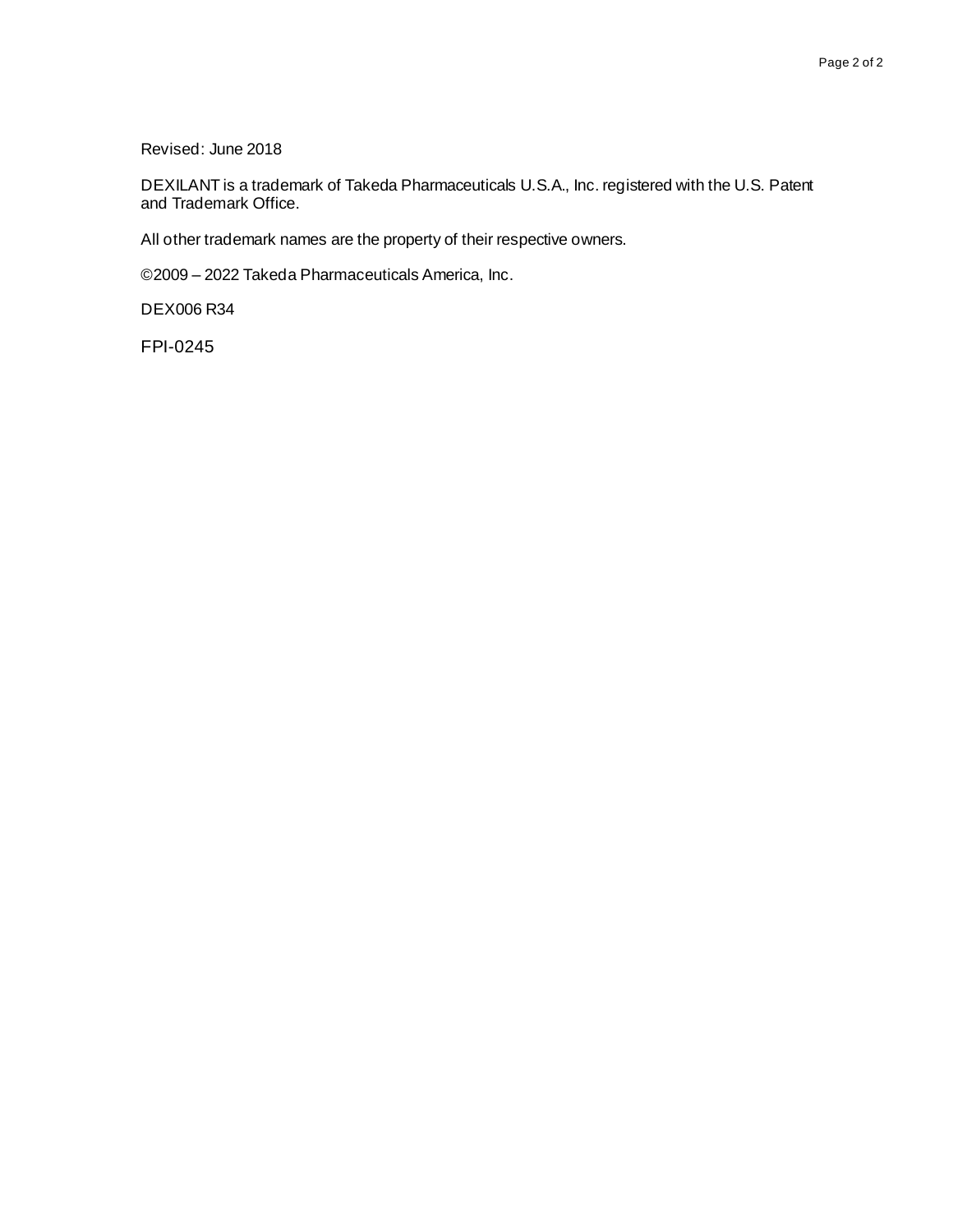Revised: June 2018

DEXILANT is a trademark of Takeda Pharmaceuticals U.S.A., Inc. registered with the U.S. Patent and Trademark Office.

All other trademark names are the property of their respective owners.

©2009 – 2022 Takeda Pharmaceuticals America, Inc.

DEX006 R34

FPI-0245